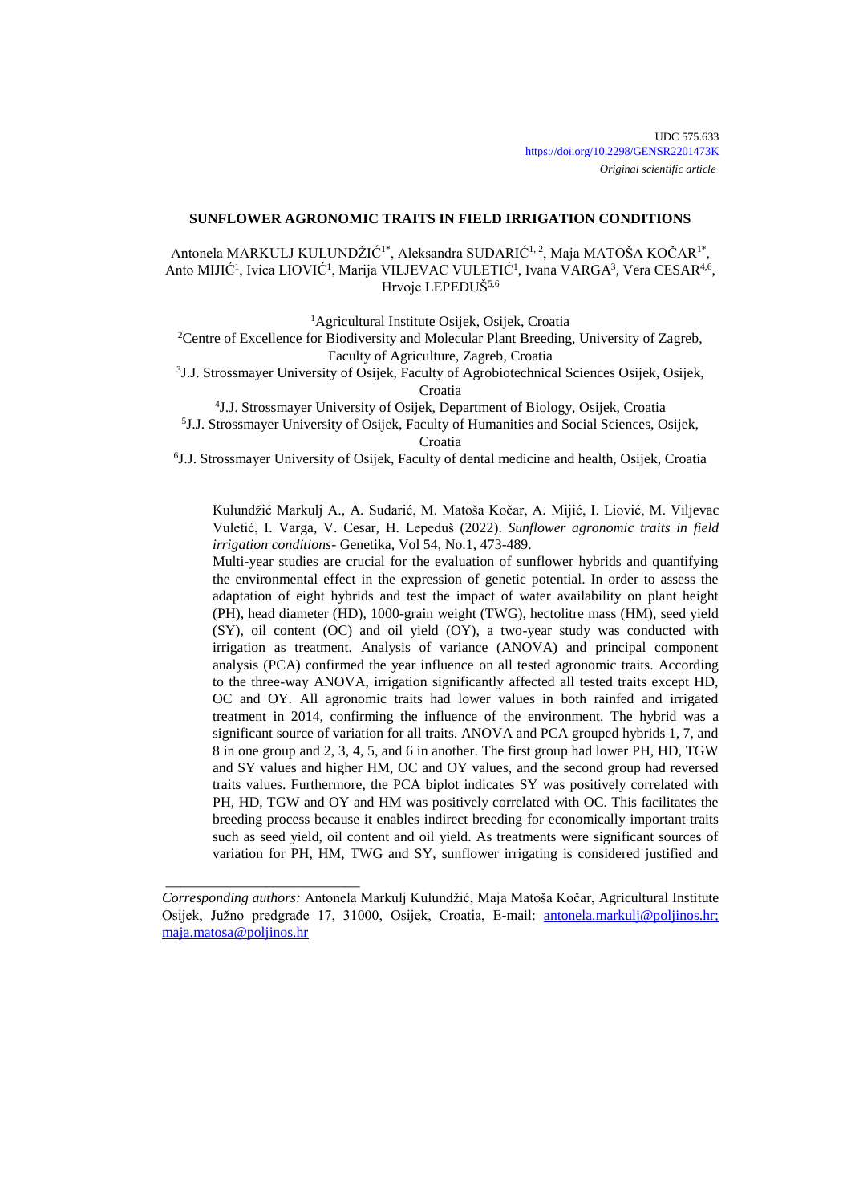UDC 575.633
https://doi.org/10.2298/GENSR2201473K
*Original scientific article*

# SUNFLOWER AGRONOMIC TRAITS IN FIELD IRRIGATION CONDITIONS

Antonela MARKULJ KULUNDŽIĆ[1*], Aleksandra SUDARIĆ[1, 2], Maja MATOŠA KOČAR[1*], Anto MIJIĆ[1], Ivica LIOVIĆ[1], Marija VILJEVAC VULETIĆ[1], Ivana VARGA[3], Vera CESAR[4,6], Hrvoje LEPEDUŠ[5,6]

[1]Agricultural Institute Osijek, Osijek, Croatia
[2]Centre of Excellence for Biodiversity and Molecular Plant Breeding, University of Zagreb, Faculty of Agriculture, Zagreb, Croatia
[3]J.J. Strossmayer University of Osijek, Faculty of Agrobiotechnical Sciences Osijek, Osijek, Croatia
[4]J.J. Strossmayer University of Osijek, Department of Biology, Osijek, Croatia
[5]J.J. Strossmayer University of Osijek, Faculty of Humanities and Social Sciences, Osijek, Croatia
[6]J.J. Strossmayer University of Osijek, Faculty of dental medicine and health, Osijek, Croatia

Kulundžić Markulj A., A. Sudarić, M. Matoša Kočar, A. Mijić, I. Liović, M. Viljevac Vuletić, I. Varga, V. Cesar, H. Lepeduš (2022). *Sunflower agronomic traits in field irrigation conditions-* Genetika, Vol 54, No.1, 473-489.

Multi-year studies are crucial for the evaluation of sunflower hybrids and quantifying the environmental effect in the expression of genetic potential. In order to assess the adaptation of eight hybrids and test the impact of water availability on plant height (PH), head diameter (HD), 1000-grain weight (TWG), hectolitre mass (HM), seed yield (SY), oil content (OC) and oil yield (OY), a two-year study was conducted with irrigation as treatment. Analysis of variance (ANOVA) and principal component analysis (PCA) confirmed the year influence on all tested agronomic traits. According to the three-way ANOVA, irrigation significantly affected all tested traits except HD, OC and OY. All agronomic traits had lower values in both rainfed and irrigated treatment in 2014, confirming the influence of the environment. The hybrid was a significant source of variation for all traits. ANOVA and PCA grouped hybrids 1, 7, and 8 in one group and 2, 3, 4, 5, and 6 in another. The first group had lower PH, HD, TGW and SY values and higher HM, OC and OY values, and the second group had reversed traits values. Furthermore, the PCA biplot indicates SY was positively correlated with PH, HD, TGW and OY and HM was positively correlated with OC. This facilitates the breeding process because it enables indirect breeding for economically important traits such as seed yield, oil content and oil yield. As treatments were significant sources of variation for PH, HM, TWG and SY, sunflower irrigating is considered justified and

---

*Corresponding authors:* Antonela Markulj Kulundžić, Maja Matoša Kočar, Agricultural Institute Osijek, Južno predgrađe 17, 31000, Osijek, Croatia, E-mail: antonela.markulj@poljinos.hr; maja.matosa@poljinos.hr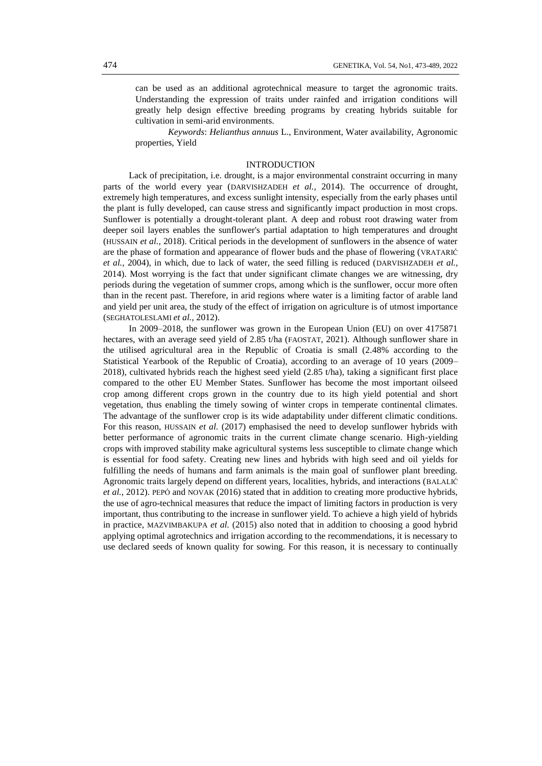can be used as an additional agrotechnical measure to target the agronomic traits. Understanding the expression of traits under rainfed and irrigation conditions will greatly help design effective breeding programs by creating hybrids suitable for cultivation in semi-arid environments.

*Keywords*: *Helianthus annuus* L., Environment, Water availability, Agronomic properties, Yield

## INTRODUCTION

Lack of precipitation, i.e. drought, is a major environmental constraint occurring in many parts of the world every year (DARVISHZADEH *et al.,* 2014). The occurrence of drought, extremely high temperatures, and excess sunlight intensity, especially from the early phases until the plant is fully developed, can cause stress and significantly impact production in most crops. Sunflower is potentially a drought-tolerant plant. A deep and robust root drawing water from deeper soil layers enables the sunflower's partial adaptation to high temperatures and drought (HUSSAIN *et al.,* 2018). Critical periods in the development of sunflowers in the absence of water are the phase of formation and appearance of flower buds and the phase of flowering (VRATARIĆ *et al.,* 2004), in which, due to lack of water, the seed filling is reduced (DARVISHZADEH *et al.,* 2014). Most worrying is the fact that under significant climate changes we are witnessing, dry periods during the vegetation of summer crops, among which is the sunflower, occur more often than in the recent past. Therefore, in arid regions where water is a limiting factor of arable land and yield per unit area, the study of the effect of irrigation on agriculture is of utmost importance (SEGHATOLESLAMI *et al.,* 2012).

In 2009–2018, the sunflower was grown in the European Union (EU) on over 4175871 hectares, with an average seed yield of 2.85 t/ha (FAOSTAT, 2021). Although sunflower share in the utilised agricultural area in the Republic of Croatia is small (2.48% according to the Statistical Yearbook of the Republic of Croatia), according to an average of 10 years (2009–2018), cultivated hybrids reach the highest seed yield (2.85 t/ha), taking a significant first place compared to the other EU Member States. Sunflower has become the most important oilseed crop among different crops grown in the country due to its high yield potential and short vegetation, thus enabling the timely sowing of winter crops in temperate continental climates. The advantage of the sunflower crop is its wide adaptability under different climatic conditions. For this reason, HUSSAIN *et al.* (2017) emphasised the need to develop sunflower hybrids with better performance of agronomic traits in the current climate change scenario. High-yielding crops with improved stability make agricultural systems less susceptible to climate change which is essential for food safety. Creating new lines and hybrids with high seed and oil yields for fulfilling the needs of humans and farm animals is the main goal of sunflower plant breeding. Agronomic traits largely depend on different years, localities, hybrids, and interactions (BALALIĆ *et al.,* 2012). PEPÓ and NOVAK (2016) stated that in addition to creating more productive hybrids, the use of agro-technical measures that reduce the impact of limiting factors in production is very important, thus contributing to the increase in sunflower yield. To achieve a high yield of hybrids in practice, MAZVIMBAKUPA *et al.* (2015) also noted that in addition to choosing a good hybrid applying optimal agrotechnics and irrigation according to the recommendations, it is necessary to use declared seeds of known quality for sowing. For this reason, it is necessary to continually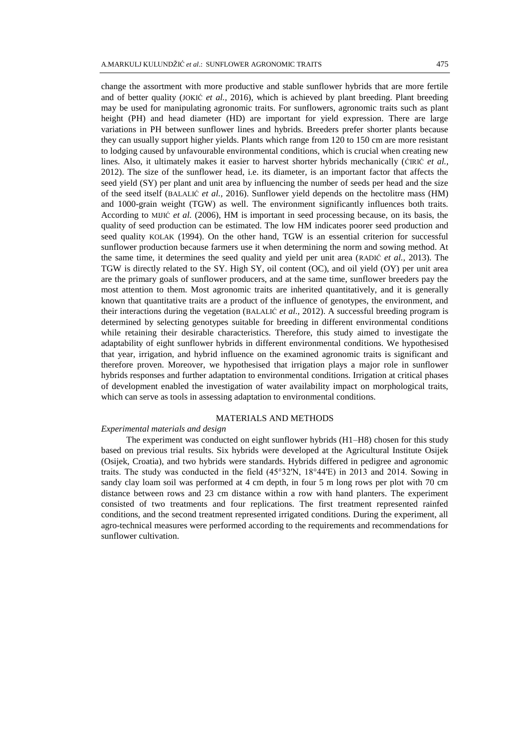change the assortment with more productive and stable sunflower hybrids that are more fertile and of better quality (JOKIĆ *et al.,* 2016), which is achieved by plant breeding. Plant breeding may be used for manipulating agronomic traits. For sunflowers, agronomic traits such as plant height (PH) and head diameter (HD) are important for yield expression. There are large variations in PH between sunflower lines and hybrids. Breeders prefer shorter plants because they can usually support higher yields. Plants which range from 120 to 150 cm are more resistant to lodging caused by unfavourable environmental conditions, which is crucial when creating new lines. Also, it ultimately makes it easier to harvest shorter hybrids mechanically (ĆIRIĆ *et al.,* 2012). The size of the sunflower head, i.e. its diameter, is an important factor that affects the seed yield (SY) per plant and unit area by influencing the number of seeds per head and the size of the seed itself (BALALIĆ *et al.,* 2016). Sunflower yield depends on the hectolitre mass (HM) and 1000-grain weight (TGW) as well. The environment significantly influences both traits. According to MIJIĆ *et al.* (2006), HM is important in seed processing because, on its basis, the quality of seed production can be estimated. The low HM indicates poorer seed production and seed quality KOLAK (1994). On the other hand, TGW is an essential criterion for successful sunflower production because farmers use it when determining the norm and sowing method. At the same time, it determines the seed quality and yield per unit area (RADIĆ *et al.,* 2013). The TGW is directly related to the SY. High SY, oil content (OC), and oil yield (OY) per unit area are the primary goals of sunflower producers, and at the same time, sunflower breeders pay the most attention to them. Most agronomic traits are inherited quantitatively, and it is generally known that quantitative traits are a product of the influence of genotypes, the environment, and their interactions during the vegetation (BALALIĆ *et al.,* 2012). A successful breeding program is determined by selecting genotypes suitable for breeding in different environmental conditions while retaining their desirable characteristics. Therefore, this study aimed to investigate the adaptability of eight sunflower hybrids in different environmental conditions. We hypothesised that year, irrigation, and hybrid influence on the examined agronomic traits is significant and therefore proven. Moreover, we hypothesised that irrigation plays a major role in sunflower hybrids responses and further adaptation to environmental conditions. Irrigation at critical phases of development enabled the investigation of water availability impact on morphological traits, which can serve as tools in assessing adaptation to environmental conditions.

## MATERIALS AND METHODS

*Experimental materials and design*

The experiment was conducted on eight sunflower hybrids (H1–H8) chosen for this study based on previous trial results. Six hybrids were developed at the Agricultural Institute Osijek (Osijek, Croatia), and two hybrids were standards. Hybrids differed in pedigree and agronomic traits. The study was conducted in the field (45°32'N, 18°44'E) in 2013 and 2014. Sowing in sandy clay loam soil was performed at 4 cm depth, in four 5 m long rows per plot with 70 cm distance between rows and 23 cm distance within a row with hand planters. The experiment consisted of two treatments and four replications. The first treatment represented rainfed conditions, and the second treatment represented irrigated conditions. During the experiment, all agro-technical measures were performed according to the requirements and recommendations for sunflower cultivation.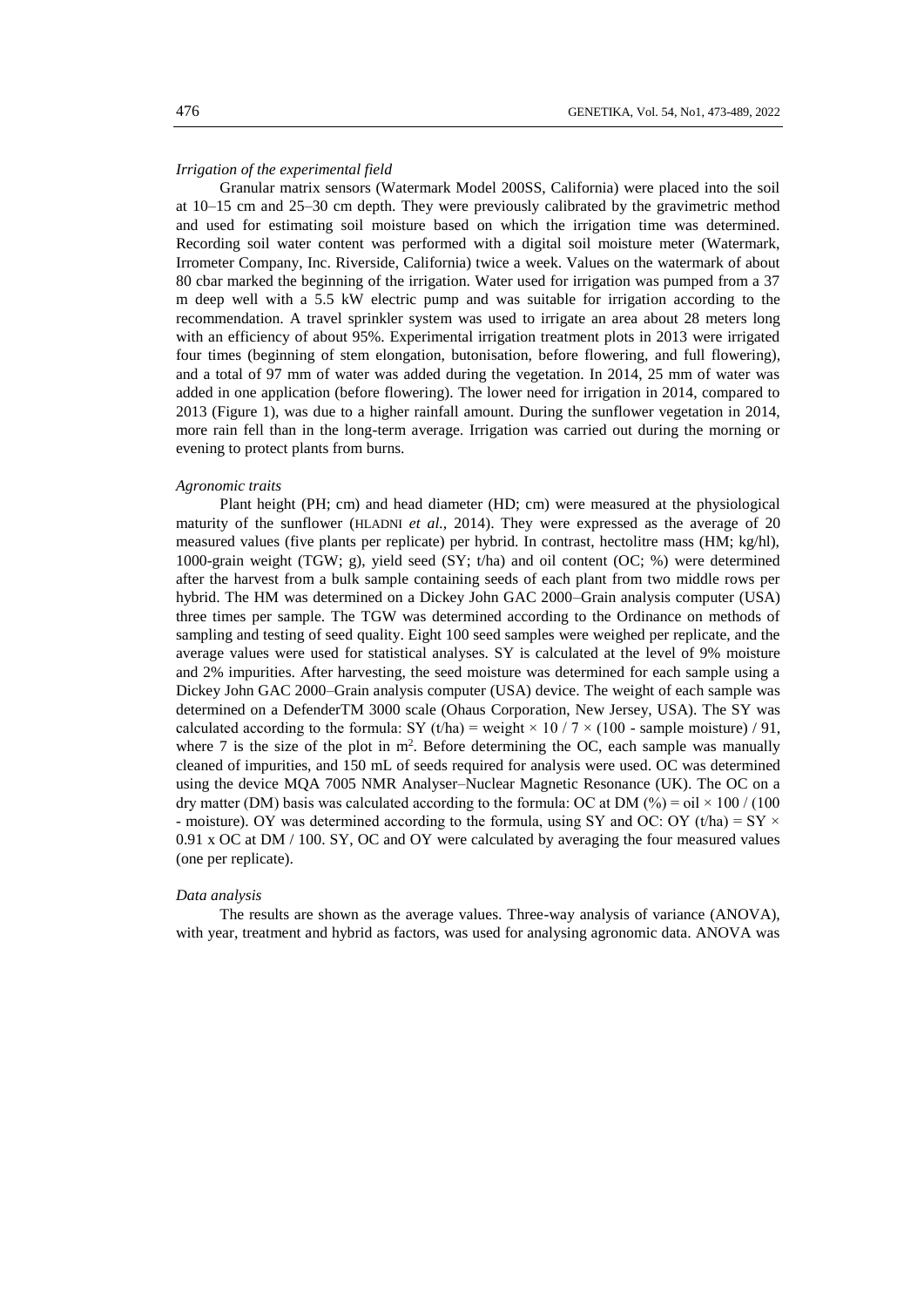### *Irrigation of the experimental field*

Granular matrix sensors (Watermark Model 200SS, California) were placed into the soil at 10–15 cm and 25–30 cm depth. They were previously calibrated by the gravimetric method and used for estimating soil moisture based on which the irrigation time was determined. Recording soil water content was performed with a digital soil moisture meter (Watermark, Irrometer Company, Inc. Riverside, California) twice a week. Values on the watermark of about 80 cbar marked the beginning of the irrigation. Water used for irrigation was pumped from a 37 m deep well with a 5.5 kW electric pump and was suitable for irrigation according to the recommendation. A travel sprinkler system was used to irrigate an area about 28 meters long with an efficiency of about 95%. Experimental irrigation treatment plots in 2013 were irrigated four times (beginning of stem elongation, butonisation, before flowering, and full flowering), and a total of 97 mm of water was added during the vegetation. In 2014, 25 mm of water was added in one application (before flowering). The lower need for irrigation in 2014, compared to 2013 (Figure 1), was due to a higher rainfall amount. During the sunflower vegetation in 2014, more rain fell than in the long-term average. Irrigation was carried out during the morning or evening to protect plants from burns.

### *Agronomic traits*

Plant height (PH; cm) and head diameter (HD; cm) were measured at the physiological maturity of the sunflower (HLADNI *et al.,* 2014). They were expressed as the average of 20 measured values (five plants per replicate) per hybrid. In contrast, hectolitre mass (HM; kg/hl), 1000-grain weight (TGW; g), yield seed (SY; t/ha) and oil content (OC; %) were determined after the harvest from a bulk sample containing seeds of each plant from two middle rows per hybrid. The HM was determined on a Dickey John GAC 2000–Grain analysis computer (USA) three times per sample. The TGW was determined according to the Ordinance on methods of sampling and testing of seed quality. Eight 100 seed samples were weighed per replicate, and the average values were used for statistical analyses. SY is calculated at the level of 9% moisture and 2% impurities. After harvesting, the seed moisture was determined for each sample using a Dickey John GAC 2000–Grain analysis computer (USA) device. The weight of each sample was determined on a DefenderTM 3000 scale (Ohaus Corporation, New Jersey, USA). The SY was calculated according to the formula: SY (t/ha) = weight × 10 / 7 × (100 - sample moisture) / 91, where 7 is the size of the plot in $m^2$. Before determining the OC, each sample was manually cleaned of impurities, and 150 mL of seeds required for analysis were used. OC was determined using the device MQA 7005 NMR Analyser–Nuclear Magnetic Resonance (UK). The OC on a dry matter (DM) basis was calculated according to the formula: OC at DM (%) = oil × 100 / (100 - moisture). OY was determined according to the formula, using SY and OC: OY (t/ha) = SY × 0.91 x OC at DM / 100. SY, OC and OY were calculated by averaging the four measured values (one per replicate).

### *Data analysis*

The results are shown as the average values. Three-way analysis of variance (ANOVA), with year, treatment and hybrid as factors, was used for analysing agronomic data. ANOVA was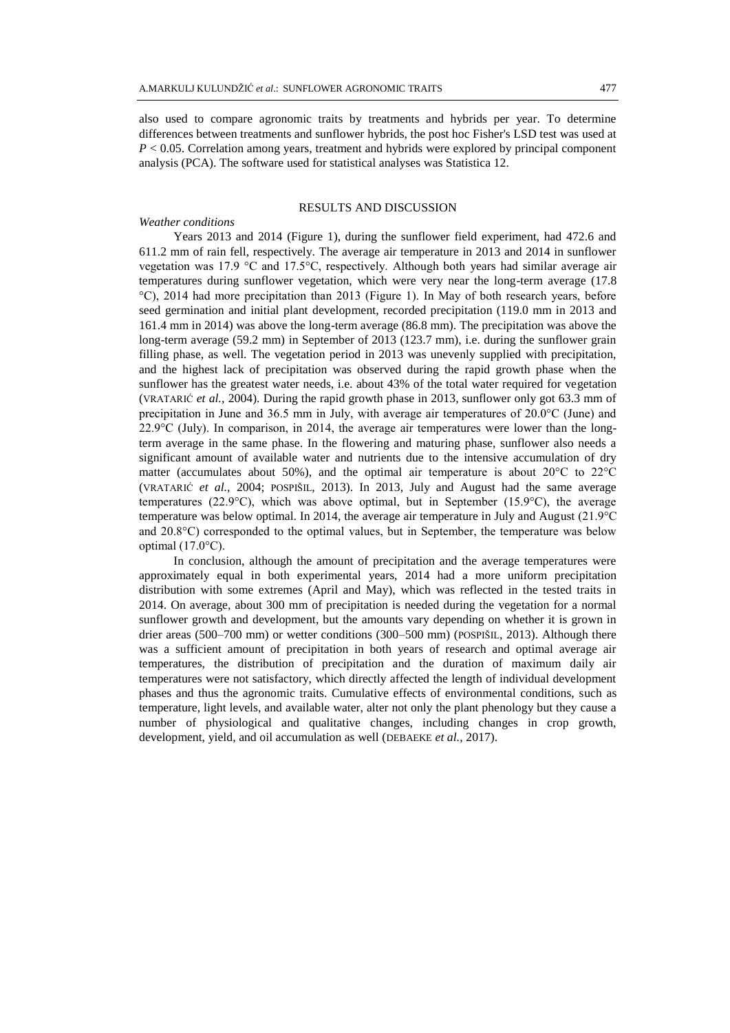also used to compare agronomic traits by treatments and hybrids per year. To determine differences between treatments and sunflower hybrids, the post hoc Fisher's LSD test was used at $P < 0.05$. Correlation among years, treatment and hybrids were explored by principal component analysis (PCA). The software used for statistical analyses was Statistica 12.

## RESULTS AND DISCUSSION

*Weather conditions*

Years 2013 and 2014 (Figure 1), during the sunflower field experiment, had 472.6 and 611.2 mm of rain fell, respectively. The average air temperature in 2013 and 2014 in sunflower vegetation was 17.9 °C and 17.5°C, respectively. Although both years had similar average air temperatures during sunflower vegetation, which were very near the long-term average (17.8 °C), 2014 had more precipitation than 2013 (Figure 1). In May of both research years, before seed germination and initial plant development, recorded precipitation (119.0 mm in 2013 and 161.4 mm in 2014) was above the long-term average (86.8 mm). The precipitation was above the long-term average (59.2 mm) in September of 2013 (123.7 mm), i.e. during the sunflower grain filling phase, as well. The vegetation period in 2013 was unevenly supplied with precipitation, and the highest lack of precipitation was observed during the rapid growth phase when the sunflower has the greatest water needs, i.e. about 43% of the total water required for vegetation (VRATARIĆ *et al.*, 2004). During the rapid growth phase in 2013, sunflower only got 63.3 mm of precipitation in June and 36.5 mm in July, with average air temperatures of 20.0°C (June) and 22.9°C (July). In comparison, in 2014, the average air temperatures were lower than the long-term average in the same phase. In the flowering and maturing phase, sunflower also needs a significant amount of available water and nutrients due to the intensive accumulation of dry matter (accumulates about 50%), and the optimal air temperature is about 20°C to 22°C (VRATARIĆ *et al.*, 2004; POSPIŠIL, 2013). In 2013, July and August had the same average temperatures (22.9°C), which was above optimal, but in September (15.9°C), the average temperature was below optimal. In 2014, the average air temperature in July and August (21.9°C and 20.8°C) corresponded to the optimal values, but in September, the temperature was below optimal (17.0°C).

In conclusion, although the amount of precipitation and the average temperatures were approximately equal in both experimental years, 2014 had a more uniform precipitation distribution with some extremes (April and May), which was reflected in the tested traits in 2014. On average, about 300 mm of precipitation is needed during the vegetation for a normal sunflower growth and development, but the amounts vary depending on whether it is grown in drier areas (500–700 mm) or wetter conditions (300–500 mm) (POSPIŠIL, 2013). Although there was a sufficient amount of precipitation in both years of research and optimal average air temperatures, the distribution of precipitation and the duration of maximum daily air temperatures were not satisfactory, which directly affected the length of individual development phases and thus the agronomic traits. Cumulative effects of environmental conditions, such as temperature, light levels, and available water, alter not only the plant phenology but they cause a number of physiological and qualitative changes, including changes in crop growth, development, yield, and oil accumulation as well (DEBAEKE *et al.*, 2017).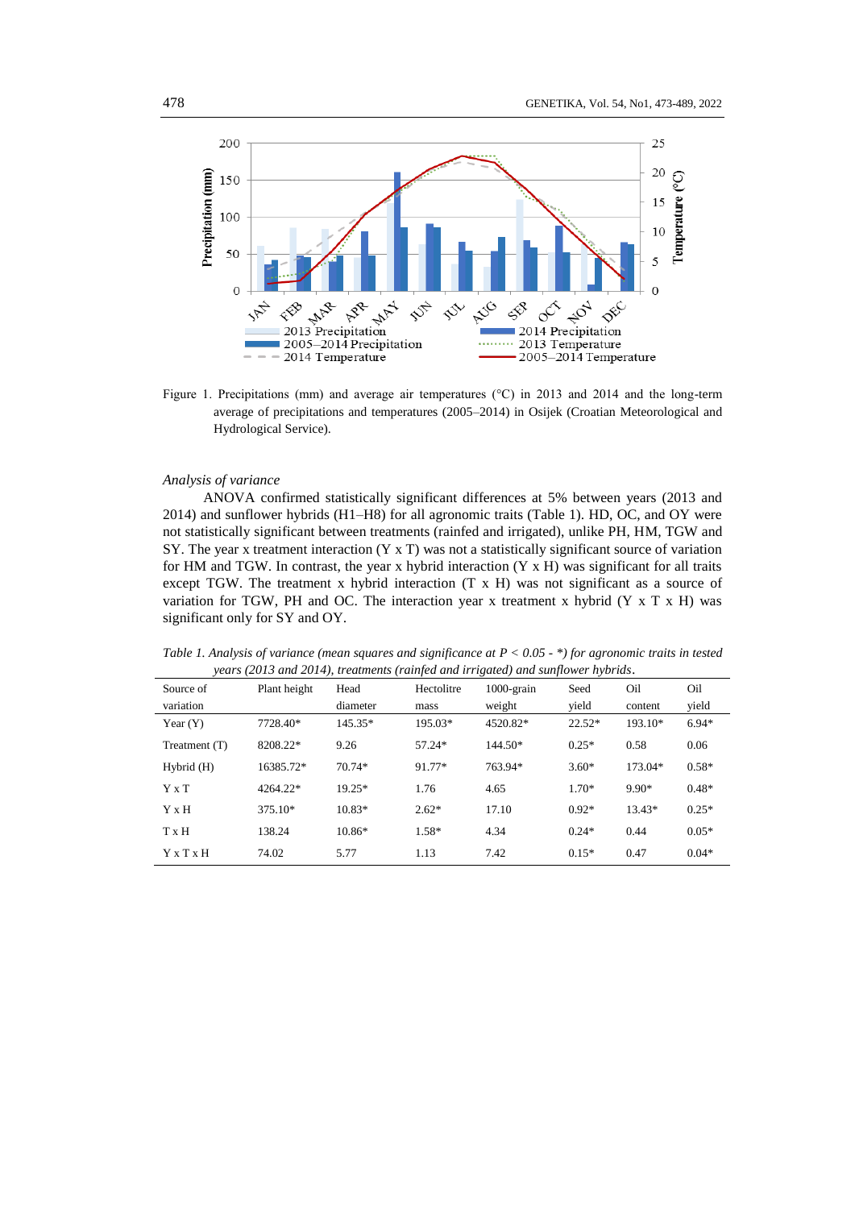200
150
100
50
0

Precipitation (mm)

25
20
15
10
5
0

Temperature (°C)

JAN FEB MAR APR MAY JUN JUL AUG SEP OCT NOV DEC

2013 Precipitation
2014 Precipitation
2005–2014 Precipitation
2013 Temperature
2014 Temperature
2005–2014 Temperature

Figure 1. Precipitations (mm) and average air temperatures (°C) in 2013 and 2014 and the long-term average of precipitations and temperatures (2005–2014) in Osijek (Croatian Meteorological and Hydrological Service).

*Analysis of variance*

ANOVA confirmed statistically significant differences at 5% between years (2013 and 2014) and sunflower hybrids (H1–H8) for all agronomic traits (Table 1). HD, OC, and OY were not statistically significant between treatments (rainfed and irrigated), unlike PH, HM, TGW and SY. The year x treatment interaction (Y x T) was not a statistically significant source of variation for HM and TGW. In contrast, the year x hybrid interaction (Y x H) was significant for all traits except TGW. The treatment x hybrid interaction (T x H) was not significant as a source of variation for TGW, PH and OC. The interaction year x treatment x hybrid (Y x T x H) was significant only for SY and OY.

*Table 1. Analysis of variance (mean squares and significance at P < 0.05 - \*) for agronomic traits in tested years (2013 and 2014), treatments (rainfed and irrigated) and sunflower hybrids.*

| Source of variation | Plant height | Head diameter | Hectolitre mass | 1000-grain weight | Seed yield | Oil content | Oil yield |
|---|---|---|---|---|---|---|---|
| Year (Y) | 7728.40* | 145.35* | 195.03* | 4520.82* | 22.52* | 193.10* | 6.94* |
| Treatment (T) | 8208.22* | 9.26 | 57.24* | 144.50* | 0.25* | 0.58 | 0.06 |
| Hybrid (H) | 16385.72* | 70.74* | 91.77* | 763.94* | 3.60* | 173.04* | 0.58* |
| Y x T | 4264.22* | 19.25* | 1.76 | 4.65 | 1.70* | 9.90* | 0.48* |
| Y x H | 375.10* | 10.83* | 2.62* | 17.10 | 0.92* | 13.43* | 0.25* |
| T x H | 138.24 | 10.86* | 1.58* | 4.34 | 0.24* | 0.44 | 0.05* |
| Y x T x H | 74.02 | 5.77 | 1.13 | 7.42 | 0.15* | 0.47 | 0.04* |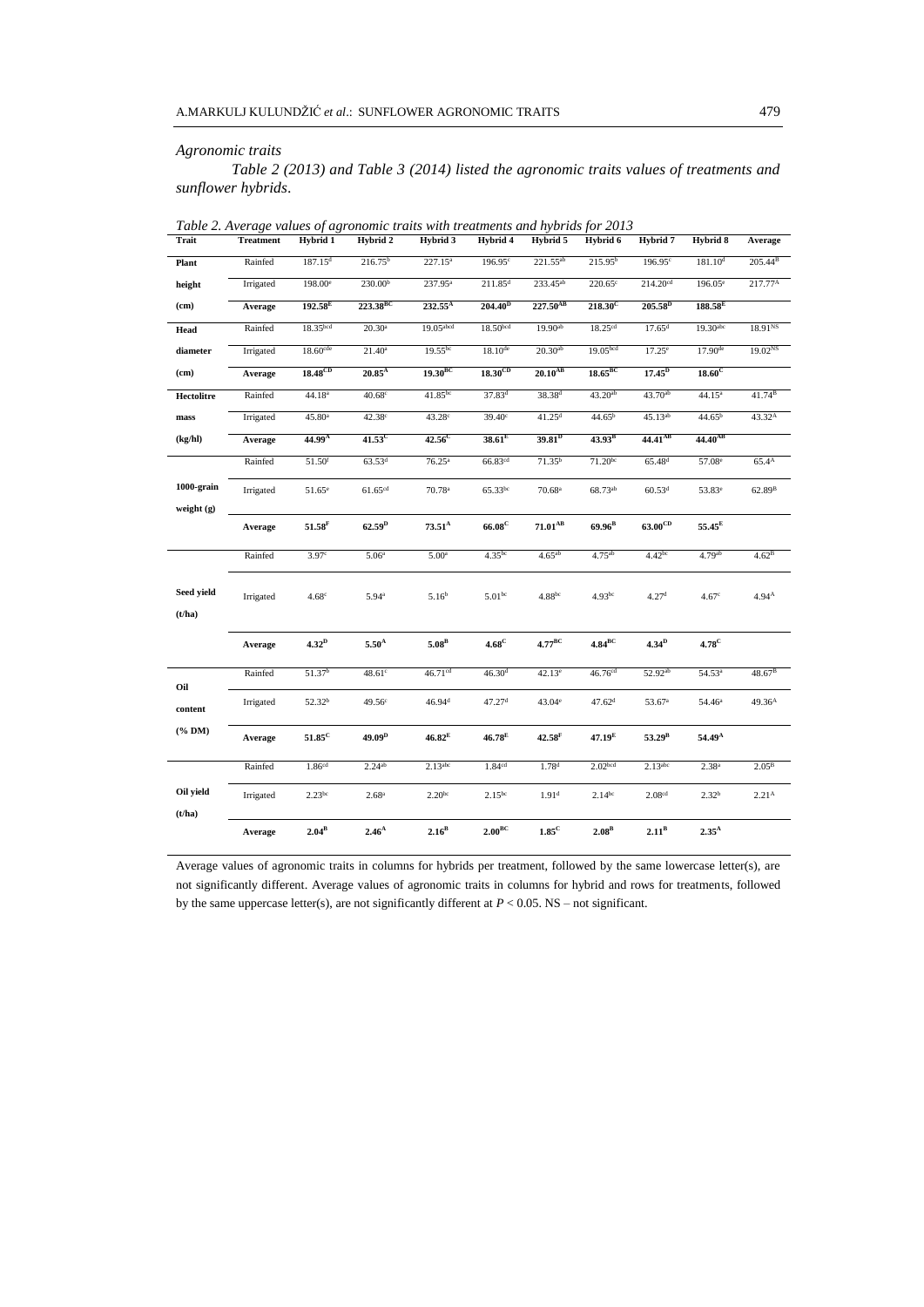*Agronomic traits*

*Table 2 (2013) and Table 3 (2014) listed the agronomic traits values of treatments and sunflower hybrids.*

*Table 2. Average values of agronomic traits with treatments and hybrids for 2013*

| Trait | Treatment | Hybrid 1 | Hybrid 2 | Hybrid 3 | Hybrid 4 | Hybrid 5 | Hybrid 6 | Hybrid 7 | Hybrid 8 | Average |
|---|---|---|---|---|---|---|---|---|---|---|
| Plant height (cm) | Rainfed | 187.15$^{d}$ | 216.75$^{b}$ | 227.15$^{a}$ | 196.95$^{c}$ | 221.55$^{ab}$ | 215.95$^{b}$ | 196.95$^{c}$ | 181.10$^{d}$ | 205.44$^{B}$ |
| | Irrigated | 198.00$^{e}$ | 230.00$^{b}$ | 237.95$^{a}$ | 211.85$^{d}$ | 233.45$^{ab}$ | 220.65$^{c}$ | 214.20$^{cd}$ | 196.05$^{e}$ | 217.77$^{A}$ |
| | **Average** | **192.58$^{E}$** | **223.38$^{BC}$** | **232.55$^{A}$** | **204.40$^{D}$** | **227.50$^{AB}$** | **218.30$^{C}$** | **205.58$^{D}$** | **188.58$^{E}$** | |
| Head diameter (cm) | Rainfed | 18.35$^{bcd}$ | 20.30$^{a}$ | 19.05$^{abcd}$ | 18.50$^{bcd}$ | 19.90$^{ab}$ | 18.25$^{cd}$ | 17.65$^{d}$ | 19.30$^{abc}$ | 18.91$^{NS}$ |
| | Irrigated | 18.60$^{cde}$ | 21.40$^{a}$ | 19.55$^{bc}$ | 18.10$^{de}$ | 20.30$^{ab}$ | 19.05$^{bcd}$ | 17.25$^{e}$ | 17.90$^{de}$ | 19.02$^{NS}$ |
| | **Average** | **18.48$^{CD}$** | **20.85$^{A}$** | **19.30$^{BC}$** | **18.30$^{CD}$** | **20.10$^{AB}$** | **18.65$^{BC}$** | **17.45$^{D}$** | **18.60$^{C}$** | |
| Hectolitre mass (kg/hl) | Rainfed | 44.18$^{a}$ | 40.68$^{c}$ | 41.85$^{bc}$ | 37.83$^{d}$ | 38.38$^{d}$ | 43.20$^{ab}$ | 43.70$^{ab}$ | 44.15$^{a}$ | 41.74$^{B}$ |
| | Irrigated | 45.80$^{a}$ | 42.38$^{c}$ | 43.28$^{c}$ | 39.40$^{c}$ | 41.25$^{d}$ | 44.65$^{b}$ | 45.13$^{ab}$ | 44.65$^{b}$ | 43.32$^{A}$ |
| | **Average** | **44.99$^{A}$** | **41.53$^{C}$** | **42.56$^{C}$** | **38.61$^{E}$** | **39.81$^{D}$** | **43.93$^{B}$** | **44.41$^{AB}$** | **44.40$^{AB}$** | |
| 1000-grain weight (g) | Rainfed | 51.50$^{f}$ | 63.53$^{d}$ | 76.25$^{a}$ | 66.83$^{cd}$ | 71.35$^{b}$ | 71.20$^{bc}$ | 65.48$^{d}$ | 57.08$^{e}$ | 65.4$^{A}$ |
| | Irrigated | 51.65$^{e}$ | 61.65$^{cd}$ | 70.78$^{a}$ | 65.33$^{bc}$ | 70.68$^{a}$ | 68.73$^{ab}$ | 60.53$^{d}$ | 53.83$^{e}$ | 62.89$^{B}$ |
| | **Average** | **51.58$^{F}$** | **62.59$^{D}$** | **73.51$^{A}$** | **66.08$^{C}$** | **71.01$^{AB}$** | **69.96$^{B}$** | **63.00$^{CD}$** | **55.45$^{E}$** | |
| Seed yield (t/ha) | Rainfed | 3.97$^{c}$ | 5.06$^{a}$ | 5.00$^{a}$ | 4.35$^{bc}$ | 4.65$^{ab}$ | 4.75$^{ab}$ | 4.42$^{bc}$ | 4.79$^{ab}$ | 4.62$^{B}$ |
| | Irrigated | 4.68$^{c}$ | 5.94$^{a}$ | 5.16$^{b}$ | 5.01$^{bc}$ | 4.88$^{bc}$ | 4.93$^{bc}$ | 4.27$^{d}$ | 4.67$^{c}$ | 4.94$^{A}$ |
| | **Average** | **4.32$^{D}$** | **5.50$^{A}$** | **5.08$^{B}$** | **4.68$^{C}$** | **4.77$^{BC}$** | **4.84$^{BC}$** | **4.34$^{D}$** | **4.78$^{C}$** | |
| Oil content (% DM) | Rainfed | 51.37$^{b}$ | 48.61$^{c}$ | 46.71$^{cd}$ | 46.30$^{d}$ | 42.13$^{e}$ | 46.76$^{cd}$ | 52.92$^{ab}$ | 54.53$^{a}$ | 48.67$^{B}$ |
| | Irrigated | 52.32$^{b}$ | 49.56$^{c}$ | 46.94$^{d}$ | 47.27$^{d}$ | 43.04$^{e}$ | 47.62$^{d}$ | 53.67$^{a}$ | 54.46$^{a}$ | 49.36$^{A}$ |
| | **Average** | **51.85$^{C}$** | **49.09$^{D}$** | **46.82$^{E}$** | **46.78$^{E}$** | **42.58$^{F}$** | **47.19$^{E}$** | **53.29$^{B}$** | **54.49$^{A}$** | |
| Oil yield (t/ha) | Rainfed | 1.86$^{cd}$ | 2.24$^{ab}$ | 2.13$^{abc}$ | 1.84$^{cd}$ | 1.78$^{d}$ | 2.02$^{bcd}$ | 2.13$^{abc}$ | 2.38$^{a}$ | 2.05$^{B}$ |
| | Irrigated | 2.23$^{bc}$ | 2.68$^{a}$ | 2.20$^{bc}$ | 2.15$^{bc}$ | 1.91$^{d}$ | 2.14$^{bc}$ | 2.08$^{cd}$ | 2.32$^{b}$ | 2.21$^{A}$ |
| | **Average** | **2.04$^{B}$** | **2.46$^{A}$** | **2.16$^{B}$** | **2.00$^{BC}$** | **1.85$^{C}$** | **2.08$^{B}$** | **2.11$^{B}$** | **2.35$^{A}$** | |

Average values of agronomic traits in columns for hybrids per treatment, followed by the same lowercase letter(s), are not significantly different. Average values of agronomic traits in columns for hybrid and rows for treatments, followed by the same uppercase letter(s), are not significantly different at $P < 0.05$. NS – not significant.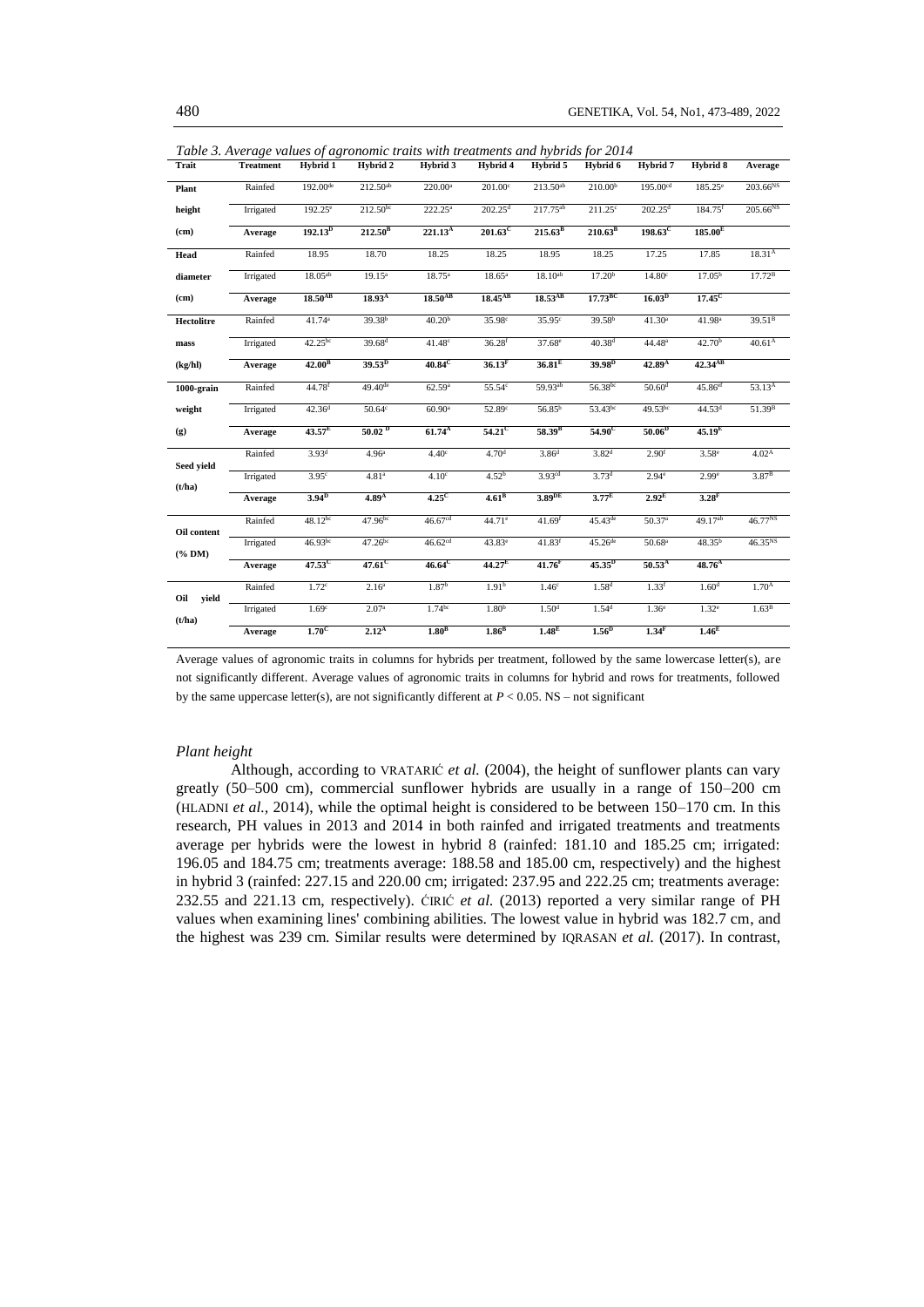*Table 3. Average values of agronomic traits with treatments and hybrids for 2014*

| Trait | Treatment | Hybrid 1 | Hybrid 2 | Hybrid 3 | Hybrid 4 | Hybrid 5 | Hybrid 6 | Hybrid 7 | Hybrid 8 | Average |
|---|---|---|---|---|---|---|---|---|---|---|
| Plant height (cm) | Rainfed | 192.00$^{de}$ | 212.50$^{ab}$ | 220.00$^{a}$ | 201.00$^{c}$ | 213.50$^{ab}$ | 210.00$^{b}$ | 195.00$^{cd}$ | 185.25$^{e}$ | 203.66$^{NS}$ |
| | Irrigated | 192.25$^{e}$ | 212.50$^{bc}$ | 222.25$^{a}$ | 202.25$^{d}$ | 217.75$^{ab}$ | 211.25$^{c}$ | 202.25$^{d}$ | 184.75$^{f}$ | 205.66$^{NS}$ |
| | **Average** | **192.13$^{D}$** | **212.50$^{B}$** | **221.13$^{A}$** | **201.63$^{C}$** | **215.63$^{B}$** | **210.63$^{B}$** | **198.63$^{C}$** | **185.00$^{E}$** | |
| Head diameter (cm) | Rainfed | 18.95 | 18.70 | 18.25 | 18.25 | 18.95 | 18.25 | 17.25 | 17.85 | 18.31$^{A}$ |
| | Irrigated | 18.05$^{ab}$ | 19.15$^{a}$ | 18.75$^{a}$ | 18.65$^{a}$ | 18.10$^{ab}$ | 17.20$^{b}$ | 14.80$^{c}$ | 17.05$^{b}$ | 17.72$^{B}$ |
| | **Average** | **18.50$^{AB}$** | **18.93$^{A}$** | **18.50$^{AB}$** | **18.45$^{AB}$** | **18.53$^{AB}$** | **17.73$^{BC}$** | **16.03$^{D}$** | **17.45$^{C}$** | |
| Hectolitre mass (kg/hl) | Rainfed | 41.74$^{a}$ | 39.38$^{b}$ | 40.20$^{b}$ | 35.98$^{c}$ | 35.95$^{c}$ | 39.58$^{b}$ | 41.30$^{a}$ | 41.98$^{a}$ | 39.51$^{B}$ |
| | Irrigated | 42.25$^{bc}$ | 39.68$^{d}$ | 41.48$^{c}$ | 36.28$^{f}$ | 37.68$^{e}$ | 40.38$^{d}$ | 44.48$^{a}$ | 42.70$^{b}$ | 40.61$^{A}$ |
| | **Average** | **42.00$^{B}$** | **39.53$^{D}$** | **40.84$^{C}$** | **36.13$^{F}$** | **36.81$^{E}$** | **39.98$^{D}$** | **42.89$^{A}$** | **42.34$^{AB}$** | |
| 1000-grain weight (g) | Rainfed | 44.78$^{f}$ | 49.40$^{de}$ | 62.59$^{a}$ | 55.54$^{c}$ | 59.93$^{ab}$ | 56.38$^{bc}$ | 50.60$^{d}$ | 45.86$^{ef}$ | 53.13$^{A}$ |
| | Irrigated | 42.36$^{d}$ | 50.64$^{c}$ | 60.90$^{a}$ | 52.89$^{c}$ | 56.85$^{b}$ | 53.43$^{bc}$ | 49.53$^{bc}$ | 44.53$^{d}$ | 51.39$^{B}$ |
| | **Average** | **43.57$^{E}$** | **50.02$^{D}$** | **61.74$^{A}$** | **54.21$^{C}$** | **58.39$^{B}$** | **54.90$^{C}$** | **50.06$^{D}$** | **45.19$^{E}$** | |
| Seed yield (t/ha) | Rainfed | 3.93$^{d}$ | 4.96$^{a}$ | 4.40$^{c}$ | 4.70$^{d}$ | 3.86$^{d}$ | 3.82$^{d}$ | 2.90$^{f}$ | 3.58$^{e}$ | 4.02$^{A}$ |
| | Irrigated | 3.95$^{c}$ | 4.81$^{a}$ | 4.10$^{c}$ | 4.52$^{b}$ | 3.93$^{cd}$ | 3.73$^{d}$ | 2.94$^{e}$ | 2.99$^{e}$ | 3.87$^{B}$ |
| | **Average** | **3.94$^{D}$** | **4.89$^{A}$** | **4.25$^{C}$** | **4.61$^{B}$** | **3.89$^{DE}$** | **3.77$^{E}$** | **2.92$^{E}$** | **3.28$^{F}$** | |
| Oil content (% DM) | Rainfed | 48.12$^{bc}$ | 47.96$^{bc}$ | 46.67$^{cd}$ | 44.71$^{e}$ | 41.69$^{f}$ | 45.43$^{de}$ | 50.37$^{a}$ | 49.17$^{ab}$ | 46.77$^{NS}$ |
| | Irrigated | 46.93$^{bc}$ | 47.26$^{bc}$ | 46.62$^{cd}$ | 43.83$^{e}$ | 41.83$^{f}$ | 45.26$^{de}$ | 50.68$^{a}$ | 48.35$^{b}$ | 46.35$^{NS}$ |
| | **Average** | **47.53$^{C}$** | **47.61$^{C}$** | **46.64$^{C}$** | **44.27$^{E}$** | **41.76$^{F}$** | **45.35$^{D}$** | **50.53$^{A}$** | **48.76$^{A}$** | |
| Oil yield (t/ha) | Rainfed | 1.72$^{c}$ | 2.16$^{a}$ | 1.87$^{b}$ | 1.91$^{b}$ | 1.46$^{e}$ | 1.58$^{d}$ | 1.33$^{f}$ | 1.60$^{d}$ | 1.70$^{A}$ |
| | Irrigated | 1.69$^{c}$ | 2.07$^{a}$ | 1.74$^{bc}$ | 1.80$^{b}$ | 1.50$^{d}$ | 1.54$^{d}$ | 1.36$^{e}$ | 1.32$^{e}$ | 1.63$^{B}$ |
| | **Average** | **1.70$^{C}$** | **2.12$^{A}$** | **1.80$^{B}$** | **1.86$^{B}$** | **1.48$^{E}$** | **1.56$^{D}$** | **1.34$^{F}$** | **1.46$^{E}$** | |

Average values of agronomic traits in columns for hybrids per treatment, followed by the same lowercase letter(s), are not significantly different. Average values of agronomic traits in columns for hybrid and rows for treatments, followed by the same uppercase letter(s), are not significantly different at $P < 0.05$. NS – not significant

### *Plant height*

Although, according to VRATARIĆ *et al.* (2004), the height of sunflower plants can vary greatly (50–500 cm), commercial sunflower hybrids are usually in a range of 150–200 cm (HLADNI *et al.*, 2014), while the optimal height is considered to be between 150–170 cm. In this research, PH values in 2013 and 2014 in both rainfed and irrigated treatments and treatments average per hybrids were the lowest in hybrid 8 (rainfed: 181.10 and 185.25 cm; irrigated: 196.05 and 184.75 cm; treatments average: 188.58 and 185.00 cm, respectively) and the highest in hybrid 3 (rainfed: 227.15 and 220.00 cm; irrigated: 237.95 and 222.25 cm; treatments average: 232.55 and 221.13 cm, respectively). ĆIRIĆ *et al.* (2013) reported a very similar range of PH values when examining lines' combining abilities. The lowest value in hybrid was 182.7 cm, and the highest was 239 cm. Similar results were determined by IQRASAN *et al.* (2017). In contrast,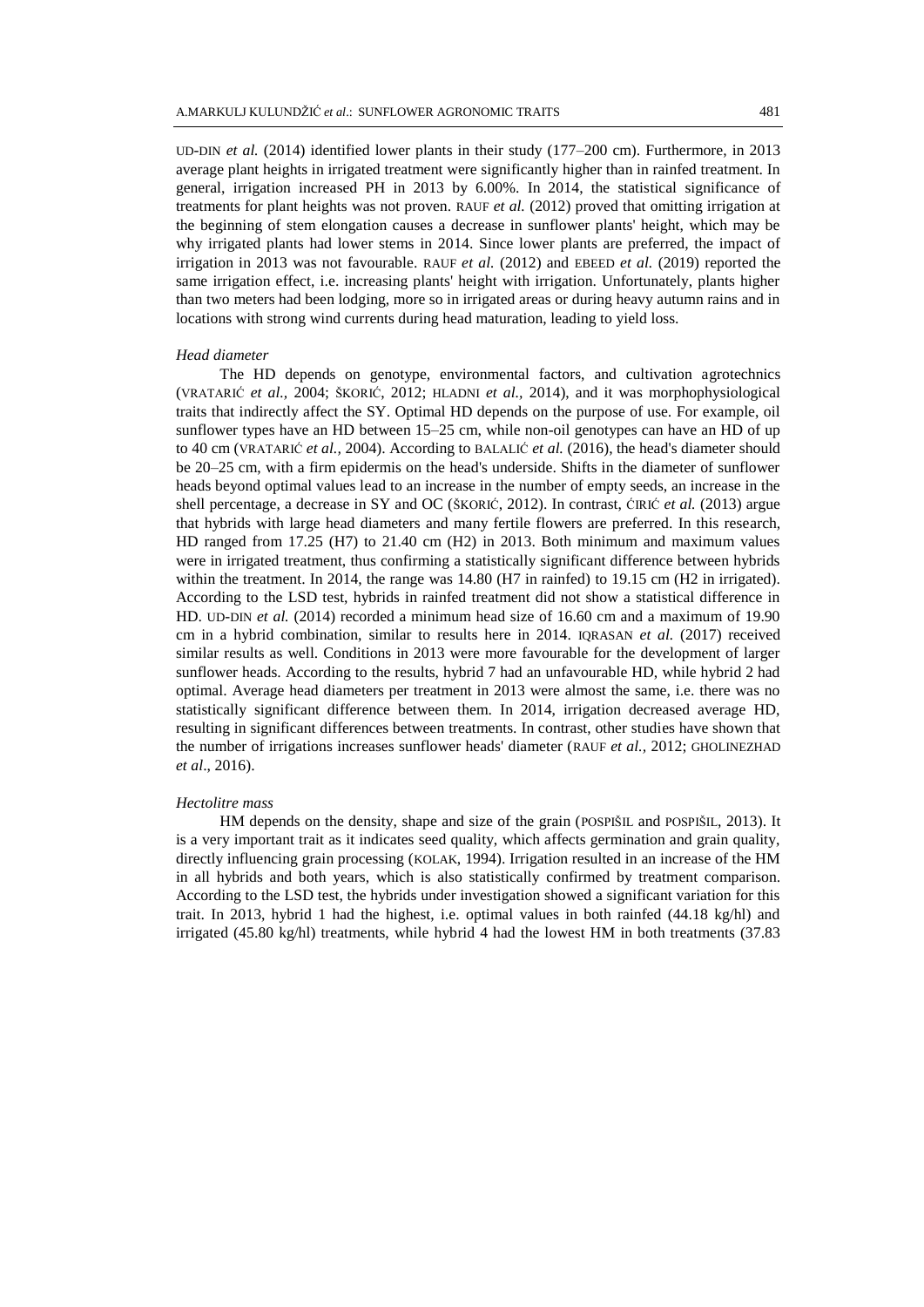UD-DIN *et al.* (2014) identified lower plants in their study (177–200 cm). Furthermore, in 2013 average plant heights in irrigated treatment were significantly higher than in rainfed treatment. In general, irrigation increased PH in 2013 by 6.00%. In 2014, the statistical significance of treatments for plant heights was not proven. RAUF *et al.* (2012) proved that omitting irrigation at the beginning of stem elongation causes a decrease in sunflower plants' height, which may be why irrigated plants had lower stems in 2014. Since lower plants are preferred, the impact of irrigation in 2013 was not favourable. RAUF *et al.* (2012) and EBEED *et al.* (2019) reported the same irrigation effect, i.e. increasing plants' height with irrigation. Unfortunately, plants higher than two meters had been lodging, more so in irrigated areas or during heavy autumn rains and in locations with strong wind currents during head maturation, leading to yield loss.

*Head diameter*

The HD depends on genotype, environmental factors, and cultivation agrotechnics (VRATARIĆ *et al.*, 2004; ŠKORIĆ, 2012; HLADNI *et al.*, 2014), and it was morphophysiological traits that indirectly affect the SY. Optimal HD depends on the purpose of use. For example, oil sunflower types have an HD between 15–25 cm, while non-oil genotypes can have an HD of up to 40 cm (VRATARIĆ *et al.*, 2004). According to BALALIĆ *et al.* (2016), the head's diameter should be 20–25 cm, with a firm epidermis on the head's underside. Shifts in the diameter of sunflower heads beyond optimal values lead to an increase in the number of empty seeds, an increase in the shell percentage, a decrease in SY and OC (ŠKORIĆ, 2012). In contrast, ĆIRIĆ *et al.* (2013) argue that hybrids with large head diameters and many fertile flowers are preferred. In this research, HD ranged from 17.25 (H7) to 21.40 cm (H2) in 2013. Both minimum and maximum values were in irrigated treatment, thus confirming a statistically significant difference between hybrids within the treatment. In 2014, the range was 14.80 (H7 in rainfed) to 19.15 cm (H2 in irrigated). According to the LSD test, hybrids in rainfed treatment did not show a statistical difference in HD. UD-DIN *et al.* (2014) recorded a minimum head size of 16.60 cm and a maximum of 19.90 cm in a hybrid combination, similar to results here in 2014. IQRASAN *et al.* (2017) received similar results as well. Conditions in 2013 were more favourable for the development of larger sunflower heads. According to the results, hybrid 7 had an unfavourable HD, while hybrid 2 had optimal. Average head diameters per treatment in 2013 were almost the same, i.e. there was no statistically significant difference between them. In 2014, irrigation decreased average HD, resulting in significant differences between treatments. In contrast, other studies have shown that the number of irrigations increases sunflower heads' diameter (RAUF *et al.*, 2012; GHOLINEZHAD *et al*., 2016).

*Hectolitre mass*

HM depends on the density, shape and size of the grain (POSPIŠIL and POSPIŠIL, 2013). It is a very important trait as it indicates seed quality, which affects germination and grain quality, directly influencing grain processing (KOLAK, 1994). Irrigation resulted in an increase of the HM in all hybrids and both years, which is also statistically confirmed by treatment comparison. According to the LSD test, the hybrids under investigation showed a significant variation for this trait. In 2013, hybrid 1 had the highest, i.e. optimal values in both rainfed (44.18 kg/hl) and irrigated (45.80 kg/hl) treatments, while hybrid 4 had the lowest HM in both treatments (37.83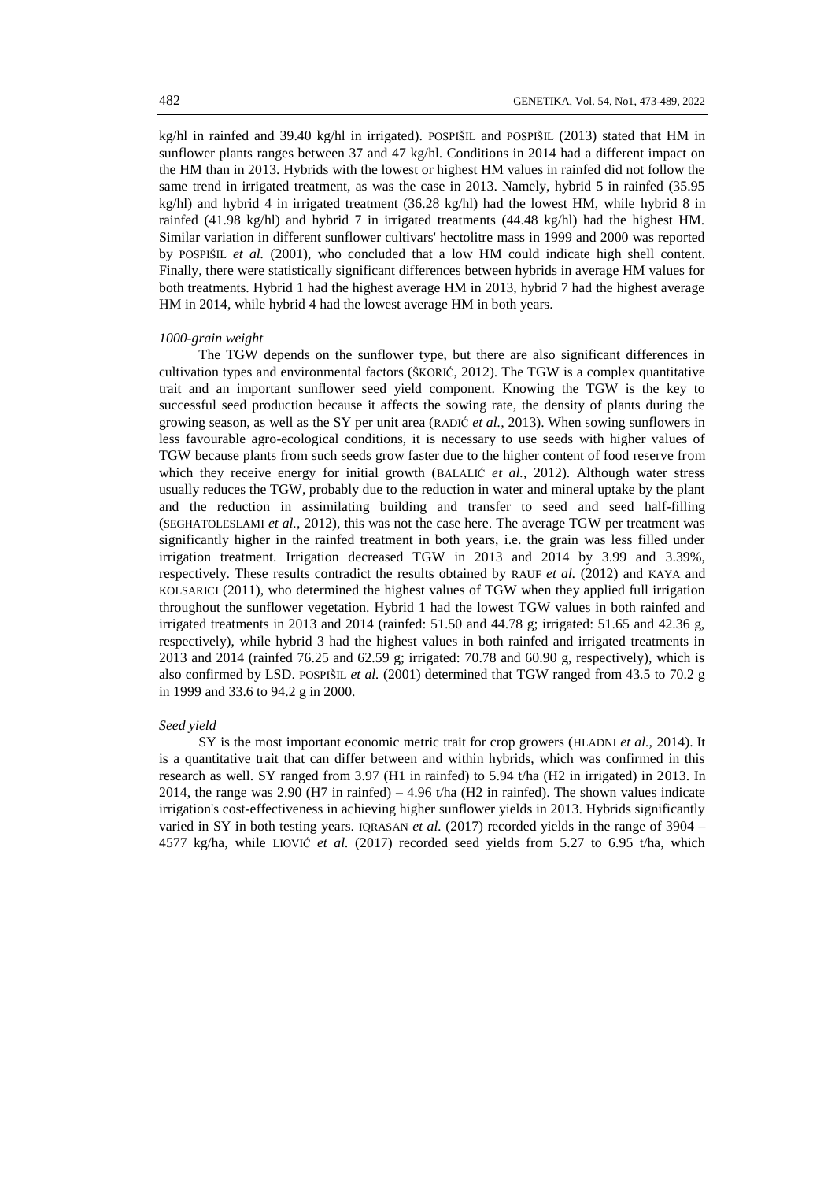kg/hl in rainfed and 39.40 kg/hl in irrigated). POSPIŠIL and POSPIŠIL (2013) stated that HM in sunflower plants ranges between 37 and 47 kg/hl. Conditions in 2014 had a different impact on the HM than in 2013. Hybrids with the lowest or highest HM values in rainfed did not follow the same trend in irrigated treatment, as was the case in 2013. Namely, hybrid 5 in rainfed (35.95 kg/hl) and hybrid 4 in irrigated treatment (36.28 kg/hl) had the lowest HM, while hybrid 8 in rainfed (41.98 kg/hl) and hybrid 7 in irrigated treatments (44.48 kg/hl) had the highest HM. Similar variation in different sunflower cultivars' hectolitre mass in 1999 and 2000 was reported by POSPIŠIL *et al.* (2001), who concluded that a low HM could indicate high shell content. Finally, there were statistically significant differences between hybrids in average HM values for both treatments. Hybrid 1 had the highest average HM in 2013, hybrid 7 had the highest average HM in 2014, while hybrid 4 had the lowest average HM in both years.

*1000-grain weight*

The TGW depends on the sunflower type, but there are also significant differences in cultivation types and environmental factors (ŠKORIĆ, 2012). The TGW is a complex quantitative trait and an important sunflower seed yield component. Knowing the TGW is the key to successful seed production because it affects the sowing rate, the density of plants during the growing season, as well as the SY per unit area (RADIĆ *et al.*, 2013). When sowing sunflowers in less favourable agro-ecological conditions, it is necessary to use seeds with higher values of TGW because plants from such seeds grow faster due to the higher content of food reserve from which they receive energy for initial growth (BALALIĆ *et al.*, 2012). Although water stress usually reduces the TGW, probably due to the reduction in water and mineral uptake by the plant and the reduction in assimilating building and transfer to seed and seed half-filling (SEGHATOLESLAMI *et al.*, 2012), this was not the case here. The average TGW per treatment was significantly higher in the rainfed treatment in both years, i.e. the grain was less filled under irrigation treatment. Irrigation decreased TGW in 2013 and 2014 by 3.99 and 3.39%, respectively. These results contradict the results obtained by RAUF *et al.* (2012) and KAYA and KOLSARICI (2011), who determined the highest values of TGW when they applied full irrigation throughout the sunflower vegetation. Hybrid 1 had the lowest TGW values in both rainfed and irrigated treatments in 2013 and 2014 (rainfed: 51.50 and 44.78 g; irrigated: 51.65 and 42.36 g, respectively), while hybrid 3 had the highest values in both rainfed and irrigated treatments in 2013 and 2014 (rainfed 76.25 and 62.59 g; irrigated: 70.78 and 60.90 g, respectively), which is also confirmed by LSD. POSPIŠIL *et al.* (2001) determined that TGW ranged from 43.5 to 70.2 g in 1999 and 33.6 to 94.2 g in 2000.

*Seed yield*

SY is the most important economic metric trait for crop growers (HLADNI *et al.*, 2014). It is a quantitative trait that can differ between and within hybrids, which was confirmed in this research as well. SY ranged from 3.97 (H1 in rainfed) to 5.94 t/ha (H2 in irrigated) in 2013. In 2014, the range was 2.90 (H7 in rainfed) – 4.96 t/ha (H2 in rainfed). The shown values indicate irrigation's cost-effectiveness in achieving higher sunflower yields in 2013. Hybrids significantly varied in SY in both testing years. IQRASAN *et al.* (2017) recorded yields in the range of 3904 – 4577 kg/ha, while LIOVIĆ *et al.* (2017) recorded seed yields from 5.27 to 6.95 t/ha, which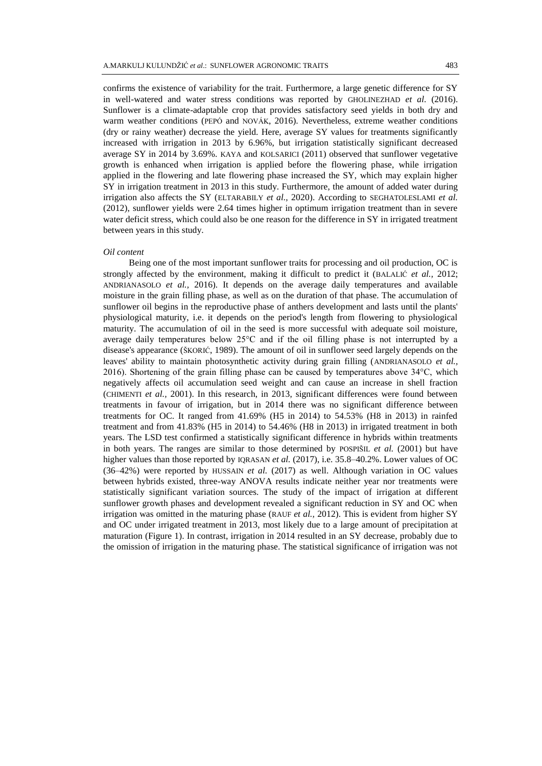confirms the existence of variability for the trait. Furthermore, a large genetic difference for SY in well-watered and water stress conditions was reported by GHOLINEZHAD *et al.* (2016). Sunflower is a climate-adaptable crop that provides satisfactory seed yields in both dry and warm weather conditions (PEPÓ and NOVÁK, 2016). Nevertheless, extreme weather conditions (dry or rainy weather) decrease the yield. Here, average SY values for treatments significantly increased with irrigation in 2013 by 6.96%, but irrigation statistically significant decreased average SY in 2014 by 3.69%. KAYA and KOLSARICI (2011) observed that sunflower vegetative growth is enhanced when irrigation is applied before the flowering phase, while irrigation applied in the flowering and late flowering phase increased the SY, which may explain higher SY in irrigation treatment in 2013 in this study. Furthermore, the amount of added water during irrigation also affects the SY (ELTARABILY *et al.*, 2020). According to SEGHATOLESLAMI *et al.* (2012), sunflower yields were 2.64 times higher in optimum irrigation treatment than in severe water deficit stress, which could also be one reason for the difference in SY in irrigated treatment between years in this study.

*Oil content*

Being one of the most important sunflower traits for processing and oil production, OC is strongly affected by the environment, making it difficult to predict it (BALALIĆ *et al.*, 2012; ANDRIANASOLO *et al.*, 2016). It depends on the average daily temperatures and available moisture in the grain filling phase, as well as on the duration of that phase. The accumulation of sunflower oil begins in the reproductive phase of anthers development and lasts until the plants' physiological maturity, i.e. it depends on the period's length from flowering to physiological maturity. The accumulation of oil in the seed is more successful with adequate soil moisture, average daily temperatures below 25°C and if the oil filling phase is not interrupted by a disease's appearance (ŠKORIĆ, 1989). The amount of oil in sunflower seed largely depends on the leaves' ability to maintain photosynthetic activity during grain filling (ANDRIANASOLO *et al.*, 2016). Shortening of the grain filling phase can be caused by temperatures above 34°C, which negatively affects oil accumulation seed weight and can cause an increase in shell fraction (CHIMENTI *et al.*, 2001). In this research, in 2013, significant differences were found between treatments in favour of irrigation, but in 2014 there was no significant difference between treatments for OC. It ranged from 41.69% (H5 in 2014) to 54.53% (H8 in 2013) in rainfed treatment and from 41.83% (H5 in 2014) to 54.46% (H8 in 2013) in irrigated treatment in both years. The LSD test confirmed a statistically significant difference in hybrids within treatments in both years. The ranges are similar to those determined by POSPIŠIL *et al.* (2001) but have higher values than those reported by IQRASAN *et al.* (2017), i.e. 35.8–40.2%. Lower values of OC (36–42%) were reported by HUSSAIN *et al.* (2017) as well. Although variation in OC values between hybrids existed, three-way ANOVA results indicate neither year nor treatments were statistically significant variation sources. The study of the impact of irrigation at different sunflower growth phases and development revealed a significant reduction in SY and OC when irrigation was omitted in the maturing phase (RAUF *et al.*, 2012). This is evident from higher SY and OC under irrigated treatment in 2013, most likely due to a large amount of precipitation at maturation (Figure 1). In contrast, irrigation in 2014 resulted in an SY decrease, probably due to the omission of irrigation in the maturing phase. The statistical significance of irrigation was not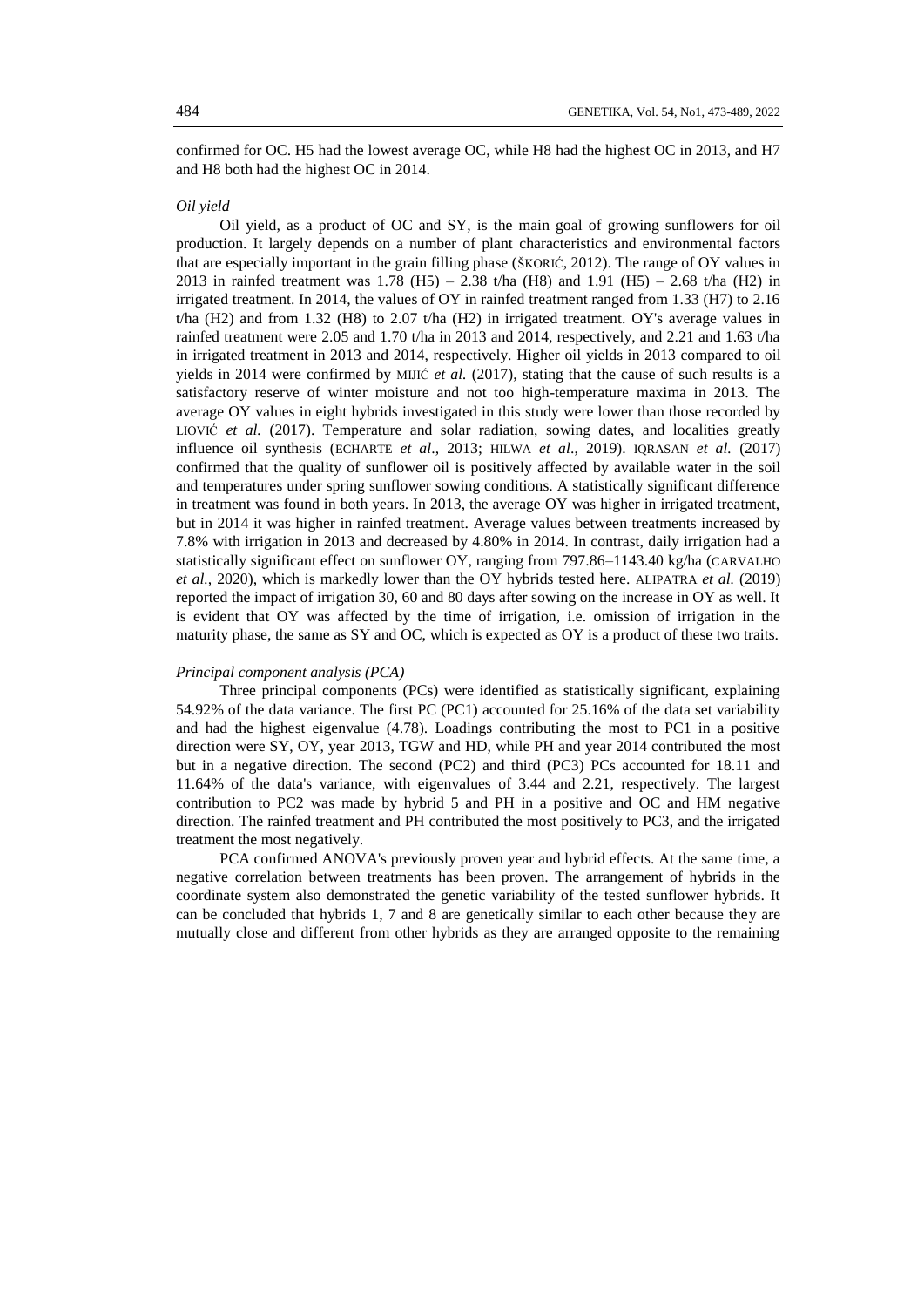confirmed for OC. H5 had the lowest average OC, while H8 had the highest OC in 2013, and H7 and H8 both had the highest OC in 2014.

### *Oil yield*

Oil yield, as a product of OC and SY, is the main goal of growing sunflowers for oil production. It largely depends on a number of plant characteristics and environmental factors that are especially important in the grain filling phase (ŠKORIĆ, 2012). The range of OY values in 2013 in rainfed treatment was 1.78 (H5) – 2.38 t/ha (H8) and 1.91 (H5) – 2.68 t/ha (H2) in irrigated treatment. In 2014, the values of OY in rainfed treatment ranged from 1.33 (H7) to 2.16 t/ha (H2) and from 1.32 (H8) to 2.07 t/ha (H2) in irrigated treatment. OY's average values in rainfed treatment were 2.05 and 1.70 t/ha in 2013 and 2014, respectively, and 2.21 and 1.63 t/ha in irrigated treatment in 2013 and 2014, respectively. Higher oil yields in 2013 compared to oil yields in 2014 were confirmed by MIJIĆ *et al.* (2017), stating that the cause of such results is a satisfactory reserve of winter moisture and not too high-temperature maxima in 2013. The average OY values in eight hybrids investigated in this study were lower than those recorded by LIOVIĆ *et al.* (2017). Temperature and solar radiation, sowing dates, and localities greatly influence oil synthesis (ECHARTE *et al*., 2013; HILWA *et al*., 2019). IQRASAN *et al.* (2017) confirmed that the quality of sunflower oil is positively affected by available water in the soil and temperatures under spring sunflower sowing conditions. A statistically significant difference in treatment was found in both years. In 2013, the average OY was higher in irrigated treatment, but in 2014 it was higher in rainfed treatment. Average values between treatments increased by 7.8% with irrigation in 2013 and decreased by 4.80% in 2014. In contrast, daily irrigation had a statistically significant effect on sunflower OY, ranging from 797.86–1143.40 kg/ha (CARVALHO *et al.*, 2020), which is markedly lower than the OY hybrids tested here. ALIPATRA *et al.* (2019) reported the impact of irrigation 30, 60 and 80 days after sowing on the increase in OY as well. It is evident that OY was affected by the time of irrigation, i.e. omission of irrigation in the maturity phase, the same as SY and OC, which is expected as OY is a product of these two traits.

### *Principal component analysis (PCA)*

Three principal components (PCs) were identified as statistically significant, explaining 54.92% of the data variance. The first PC (PC1) accounted for 25.16% of the data set variability and had the highest eigenvalue (4.78). Loadings contributing the most to PC1 in a positive direction were SY, OY, year 2013, TGW and HD, while PH and year 2014 contributed the most but in a negative direction. The second (PC2) and third (PC3) PCs accounted for 18.11 and 11.64% of the data's variance, with eigenvalues of 3.44 and 2.21, respectively. The largest contribution to PC2 was made by hybrid 5 and PH in a positive and OC and HM negative direction. The rainfed treatment and PH contributed the most positively to PC3, and the irrigated treatment the most negatively.

PCA confirmed ANOVA's previously proven year and hybrid effects. At the same time, a negative correlation between treatments has been proven. The arrangement of hybrids in the coordinate system also demonstrated the genetic variability of the tested sunflower hybrids. It can be concluded that hybrids 1, 7 and 8 are genetically similar to each other because they are mutually close and different from other hybrids as they are arranged opposite to the remaining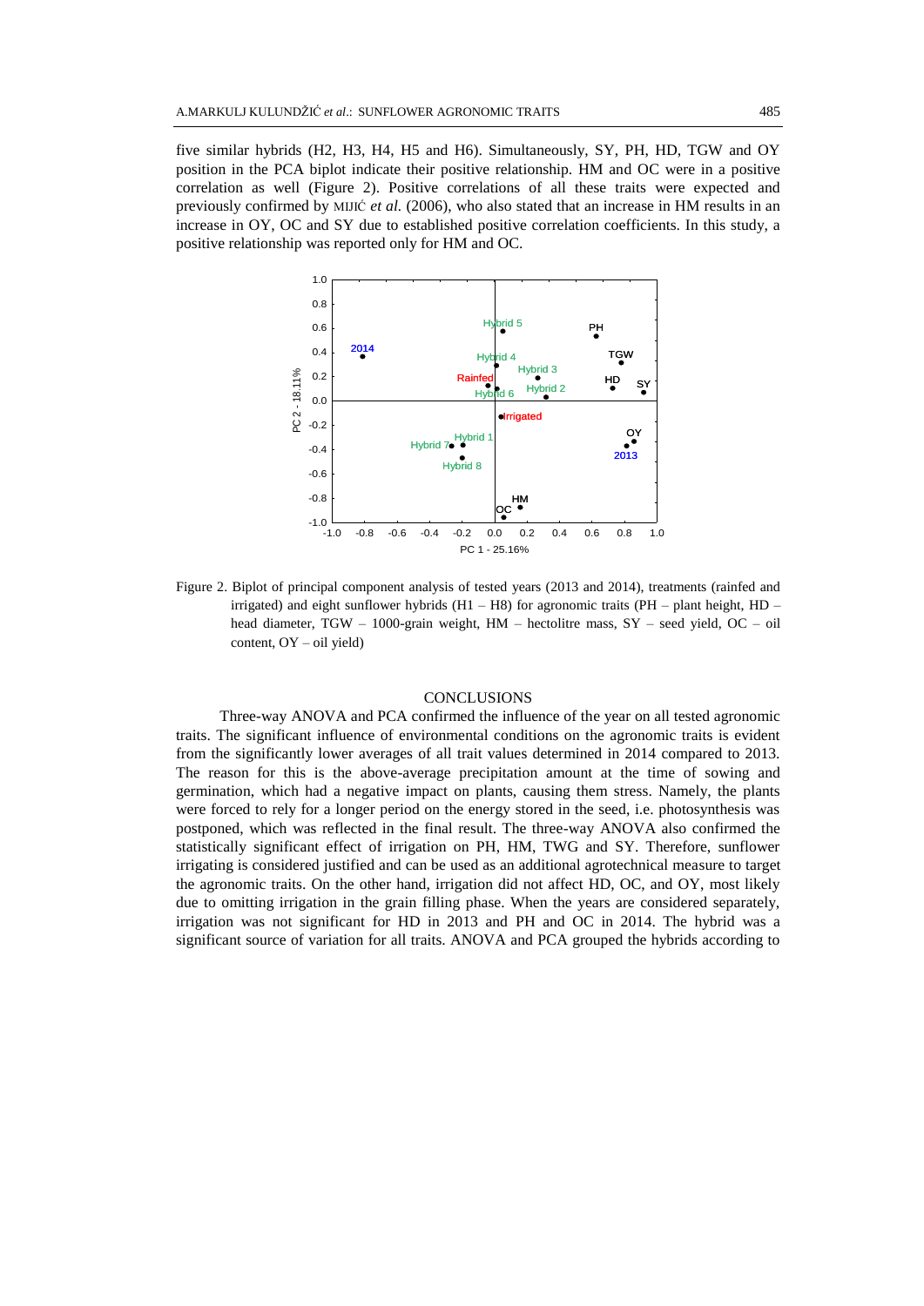five similar hybrids (H2, H3, H4, H5 and H6). Simultaneously, SY, PH, HD, TGW and OY position in the PCA biplot indicate their positive relationship. HM and OC were in a positive correlation as well (Figure 2). Positive correlations of all these traits were expected and previously confirmed by MIJIĆ *et al.* (2006), who also stated that an increase in HM results in an increase in OY, OC and SY due to established positive correlation coefficients. In this study, a positive relationship was reported only for HM and OC.

1.0
0.8
0.6
0.4
0.2
0.0
-0.2
-0.4
-0.6
-0.8
-1.0
PC 2 - 18.11%
-1.0 -0.8 -0.6 -0.4 -0.2 0.0 0.2 0.4 0.6 0.8 1.0
PC 1 - 25.16%
Hybrid 5
PH
2014
Hybrid 4
TGW
Hybrid 3
Rainfed
HD
SY
Hybrid 6
Hybrid 2
Irrigated
OY
Hybrid 1
Hybrid 7
2013
Hybrid 8
HM
OC

Figure 2. Biplot of principal component analysis of tested years (2013 and 2014), treatments (rainfed and irrigated) and eight sunflower hybrids (H1 – H8) for agronomic traits (PH – plant height, HD – head diameter, TGW – 1000-grain weight, HM – hectolitre mass, SY – seed yield, OC – oil content, OY – oil yield)

## CONCLUSIONS

Three-way ANOVA and PCA confirmed the influence of the year on all tested agronomic traits. The significant influence of environmental conditions on the agronomic traits is evident from the significantly lower averages of all trait values determined in 2014 compared to 2013. The reason for this is the above-average precipitation amount at the time of sowing and germination, which had a negative impact on plants, causing them stress. Namely, the plants were forced to rely for a longer period on the energy stored in the seed, i.e. photosynthesis was postponed, which was reflected in the final result. The three-way ANOVA also confirmed the statistically significant effect of irrigation on PH, HM, TWG and SY. Therefore, sunflower irrigating is considered justified and can be used as an additional agrotechnical measure to target the agronomic traits. On the other hand, irrigation did not affect HD, OC, and OY, most likely due to omitting irrigation in the grain filling phase. When the years are considered separately, irrigation was not significant for HD in 2013 and PH and OC in 2014. The hybrid was a significant source of variation for all traits. ANOVA and PCA grouped the hybrids according to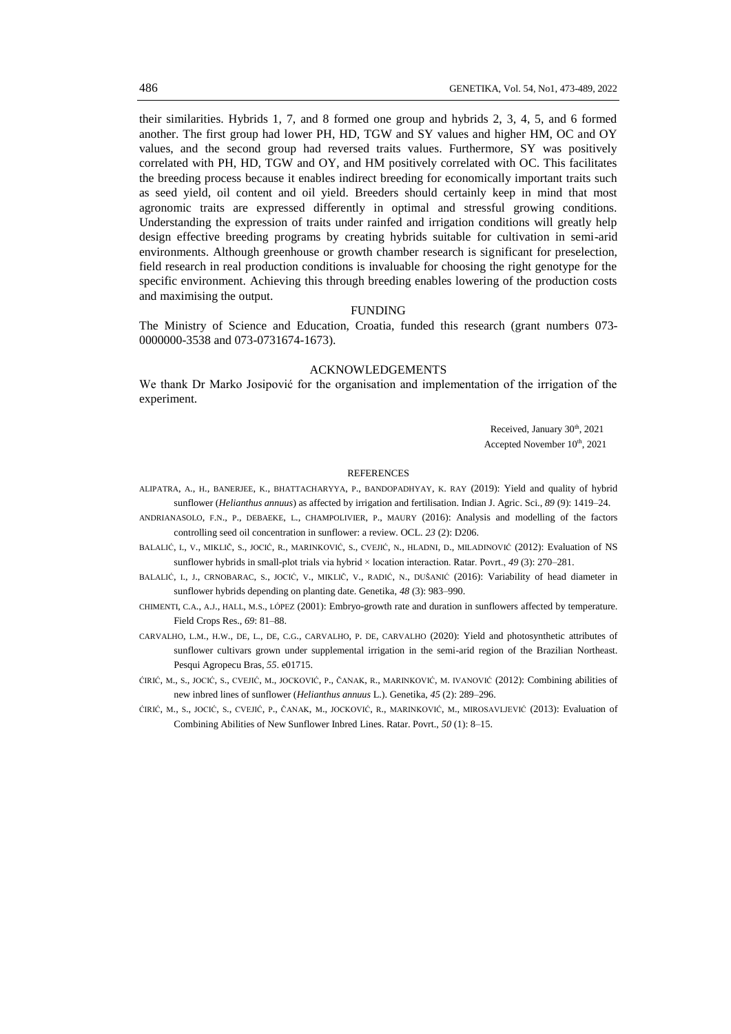their similarities. Hybrids 1, 7, and 8 formed one group and hybrids 2, 3, 4, 5, and 6 formed another. The first group had lower PH, HD, TGW and SY values and higher HM, OC and OY values, and the second group had reversed traits values. Furthermore, SY was positively correlated with PH, HD, TGW and OY, and HM positively correlated with OC. This facilitates the breeding process because it enables indirect breeding for economically important traits such as seed yield, oil content and oil yield. Breeders should certainly keep in mind that most agronomic traits are expressed differently in optimal and stressful growing conditions. Understanding the expression of traits under rainfed and irrigation conditions will greatly help design effective breeding programs by creating hybrids suitable for cultivation in semi-arid environments. Although greenhouse or growth chamber research is significant for preselection, field research in real production conditions is invaluable for choosing the right genotype for the specific environment. Achieving this through breeding enables lowering of the production costs and maximising the output.

## FUNDING

The Ministry of Science and Education, Croatia, funded this research (grant numbers 073-0000000-3538 and 073-0731674-1673).

## ACKNOWLEDGEMENTS

We thank Dr Marko Josipović for the organisation and implementation of the irrigation of the experiment.

Received, January 30th, 2021
Accepted November 10th, 2021

## REFERENCES

ALIPATRA, A., H., BANERJEE, K., BHATTACHARYYA, P., BANDOPADHYAY, K. RAY (2019): Yield and quality of hybrid sunflower (*Helianthus annuus*) as affected by irrigation and fertilisation. Indian J. Agric. Sci., *89* (9): 1419–24.

ANDRIANASOLO, F.N., P., DEBAEKE, L., CHAMPOLIVIER, P., MAURY (2016): Analysis and modelling of the factors controlling seed oil concentration in sunflower: a review. OCL. *23* (2): D206.

BALALIĆ, I., V., MIKLIČ, S., JOCIĆ, R., MARINKOVIĆ, S., CVEJIĆ, N., HLADNI, D., MILADINOVIĆ (2012): Evaluation of NS sunflower hybrids in small-plot trials via hybrid × location interaction. Ratar. Povrt., *49* (3): 270–281.

BALALIĆ, I., J., CRNOBARAC, S., JOCIĆ, V., MIKLIČ, V., RADIĆ, N., DUŠANIĆ (2016): Variability of head diameter in sunflower hybrids depending on planting date. Genetika, *48* (3): 983–990.

CHIMENTI, C.A., A.J., HALL, M.S., LÓPEZ (2001): Embryo-growth rate and duration in sunflowers affected by temperature. Field Crops Res., *69*: 81–88.

CARVALHO, L.M., H.W., DE, L., DE, C.G., CARVALHO, P. DE, CARVALHO (2020): Yield and photosynthetic attributes of sunflower cultivars grown under supplemental irrigation in the semi-arid region of the Brazilian Northeast. Pesqui Agropecu Bras, *55*. e01715.

ĆIRIĆ, M., S., JOCIĆ, S., CVEJIĆ, M., JOCKOVIĆ, P., ČANAK, R., MARINKOVIĆ, M. IVANOVIĆ (2012): Combining abilities of new inbred lines of sunflower (*Helianthus annuus* L.). Genetika, *45* (2): 289–296.

ĆIRIĆ, M., S., JOCIĆ, S., CVEJIĆ, P., ČANAK, M., JOCKOVIĆ, R., MARINKOVIĆ, M., MIROSAVLJEVIĆ (2013): Evaluation of Combining Abilities of New Sunflower Inbred Lines. Ratar. Povrt., *50* (1): 8–15.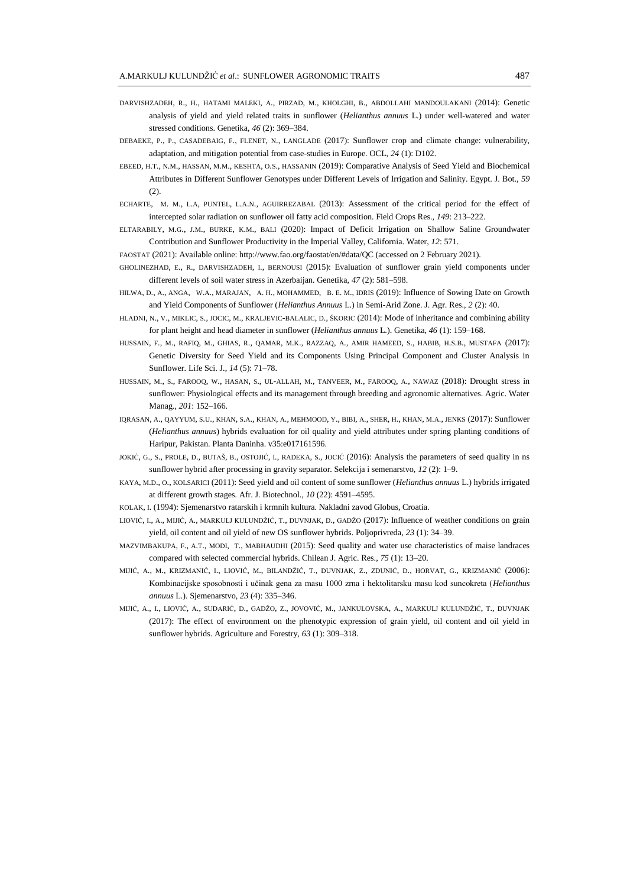DARVISHZADEH, R., H., HATAMI MALEKI, A., PIRZAD, M., KHOLGHI, B., ABDOLLAHI MANDOULAKANI (2014): Genetic analysis of yield and yield related traits in sunflower (*Helianthus annuus* L.) under well-watered and water stressed conditions. Genetika, *46* (2): 369–384.

DEBAEKE, P., P., CASADEBAIG, F., FLENET, N., LANGLADE (2017): Sunflower crop and climate change: vulnerability, adaptation, and mitigation potential from case-studies in Europe. OCL, *24* (1): D102.

EBEED, H.T., N.M., HASSAN, M.M., KESHTA, O.S., HASSANIN (2019): Comparative Analysis of Seed Yield and Biochemical Attributes in Different Sunflower Genotypes under Different Levels of Irrigation and Salinity. Egypt. J. Bot., *59* (2).

ECHARTE, M. M., L.A, PUNTEL, L.A.N., AGUIRREZABAL (2013): Assessment of the critical period for the effect of intercepted solar radiation on sunflower oil fatty acid composition. Field Crops Res., *149*: 213–222.

ELTARABILY, M.G., J.M., BURKE, K.M., BALI (2020): Impact of Deficit Irrigation on Shallow Saline Groundwater Contribution and Sunflower Productivity in the Imperial Valley, California. Water, *12*: 571.

FAOSTAT (2021): Available online: http://www.fao.org/faostat/en/#data/QC (accessed on 2 February 2021).

GHOLINEZHAD, E., R., DARVISHZADEH, I., BERNOUSI (2015): Evaluation of sunflower grain yield components under different levels of soil water stress in Azerbaijan. Genetika, *47* (2): 581–598.

HILWA, D., A., ANGA, W.A., MARAJAN, A. H., MOHAMMED, B. E. M., IDRIS (2019): Influence of Sowing Date on Growth and Yield Components of Sunflower (*Helianthus Annuus* L.) in Semi-Arid Zone. J. Agr. Res., *2* (2): 40.

HLADNI, N., V., MIKLIC, S., JOCIC, M., KRALJEVIC-BALALIC, D., ŠKORIC (2014): Mode of inheritance and combining ability for plant height and head diameter in sunflower (*Helianthus annuus* L.). Genetika, *46* (1): 159–168.

HUSSAIN, F., M., RAFIQ, M., GHIAS, R., QAMAR, M.K., RAZZAQ, A., AMIR HAMEED, S., HABIB, H.S.B., MUSTAFA (2017): Genetic Diversity for Seed Yield and its Components Using Principal Component and Cluster Analysis in Sunflower. Life Sci. J., *14* (5): 71–78.

HUSSAIN, M., S., FAROOQ, W., HASAN, S., UL-ALLAH, M., TANVEER, M., FAROOQ, A., NAWAZ (2018): Drought stress in sunflower: Physiological effects and its management through breeding and agronomic alternatives. Agric. Water Manag., *201*: 152–166.

IQRASAN, A., QAYYUM, S.U., KHAN, S.A., KHAN, A., MEHMOOD, Y., BIBI, A., SHER, H., KHAN, M.A., JENKS (2017): Sunflower (*Helianthus annuus*) hybrids evaluation for oil quality and yield attributes under spring planting conditions of Haripur, Pakistan. Planta Daninha. v35:e017161596.

JOKIĆ, G., S., PROLE, D., BUTAŠ, B., OSTOJIĆ, I., RADEKA, S., JOCIĆ (2016): Analysis the parameters of seed quality in ns sunflower hybrid after processing in gravity separator. Selekcija i semenarstvo, *12* (2): 1–9.

KAYA, M.D., O., KOLSARICI (2011): Seed yield and oil content of some sunflower (*Helianthus annuus* L.) hybrids irrigated at different growth stages. Afr. J. Biotechnol., *10* (22): 4591–4595.

KOLAK, I. (1994): Sjemenarstvo ratarskih i krmnih kultura. Nakladni zavod Globus, Croatia.

LIOVIĆ, I., A., MIJIĆ, A., MARKULJ KULUNDŽIĆ, T., DUVNJAK, D., GADŽO (2017): Influence of weather conditions on grain yield, oil content and oil yield of new OS sunflower hybrids. Poljoprivreda, *23* (1): 34–39.

MAZVIMBAKUPA, F., A.T., MODI, T., MABHAUDHI (2015): Seed quality and water use characteristics of maise landraces compared with selected commercial hybrids. Chilean J. Agric. Res., *75* (1): 13–20.

MIJIĆ, A., M., KRIZMANIĆ, I., LIOVIĆ, M., BILANDŽIĆ, T., DUVNJAK, Z., ZDUNIĆ, D., HORVAT, G., KRIZMANIĆ (2006): Kombinacijske sposobnosti i učinak gena za masu 1000 zrna i hektolitarsku masu kod suncokreta (*Helianthus annuus* L.). Sjemenarstvo, *23* (4): 335–346.

MIJIĆ, A., I., LIOVIĆ, A., SUDARIĆ, D., GADŽO, Z., JOVOVIĆ, M., JANKULOVSKA, A., MARKULJ KULUNDŽIĆ, T., DUVNJAK (2017): The effect of environment on the phenotypic expression of grain yield, oil content and oil yield in sunflower hybrids. Agriculture and Forestry, *63* (1): 309–318.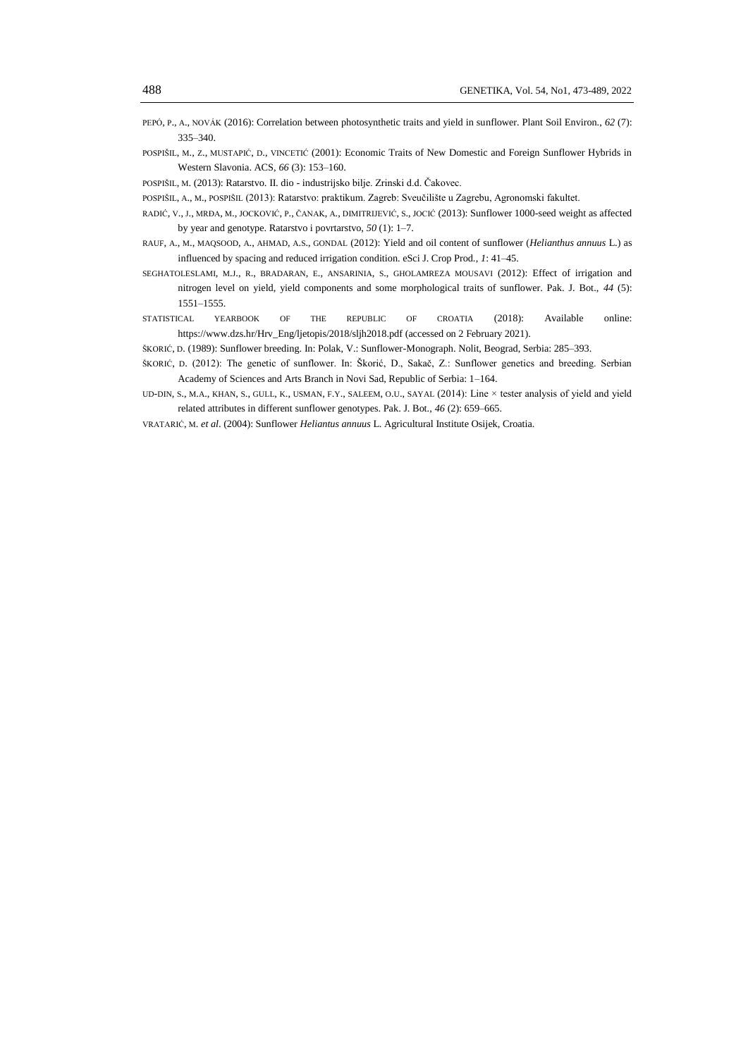PEPÓ, P., A., NOVÁK (2016): Correlation between photosynthetic traits and yield in sunflower. Plant Soil Environ., *62* (7): 335–340.

POSPIŠIL, M., Z., MUSTAPIĆ, D., VINCETIĆ (2001): Economic Traits of New Domestic and Foreign Sunflower Hybrids in Western Slavonia. ACS, *66* (3): 153–160.

POSPIŠIL, M. (2013): Ratarstvo. II. dio - industrijsko bilje. Zrinski d.d. Čakovec.

POSPIŠIL, A., M., POSPIŠIL (2013): Ratarstvo: praktikum. Zagreb: Sveučilište u Zagrebu, Agronomski fakultet.

RADIĆ, V., J., MRĐA, M., JOCKOVIĆ, P., ČANAK, A., DIMITRIJEVIĆ, S., JOCIĆ (2013): Sunflower 1000-seed weight as affected by year and genotype. Ratarstvo i povrtarstvo, *50* (1): 1–7.

RAUF, A., M., MAQSOOD, A., AHMAD, A.S., GONDAL (2012): Yield and oil content of sunflower (*Helianthus annuus* L.) as influenced by spacing and reduced irrigation condition. eSci J. Crop Prod., *1*: 41–45.

SEGHATOLESLAMI, M.J., R., BRADARAN, E., ANSARINIA, S., GHOLAMREZA MOUSAVI (2012): Effect of irrigation and nitrogen level on yield, yield components and some morphological traits of sunflower. Pak. J. Bot., *44* (5): 1551–1555.

STATISTICAL YEARBOOK OF THE REPUBLIC OF CROATIA (2018): Available online: https://www.dzs.hr/Hrv_Eng/ljetopis/2018/sljh2018.pdf (accessed on 2 February 2021).

ŠKORIĆ, D. (1989): Sunflower breeding. In: Polak, V.: Sunflower-Monograph. Nolit, Beograd, Serbia: 285–393.

ŠKORIĆ, D. (2012): The genetic of sunflower. In: Škorić, D., Sakač, Z.: Sunflower genetics and breeding. Serbian Academy of Sciences and Arts Branch in Novi Sad, Republic of Serbia: 1–164.

UD-DIN, S., M.A., KHAN, S., GULL, K., USMAN, F.Y., SALEEM, O.U., SAYAL (2014): Line × tester analysis of yield and yield related attributes in different sunflower genotypes. Pak. J. Bot., *46* (2): 659–665.

VRATARIĆ, M. *et al*. (2004): Sunflower *Heliantus annuus* L. Agricultural Institute Osijek, Croatia.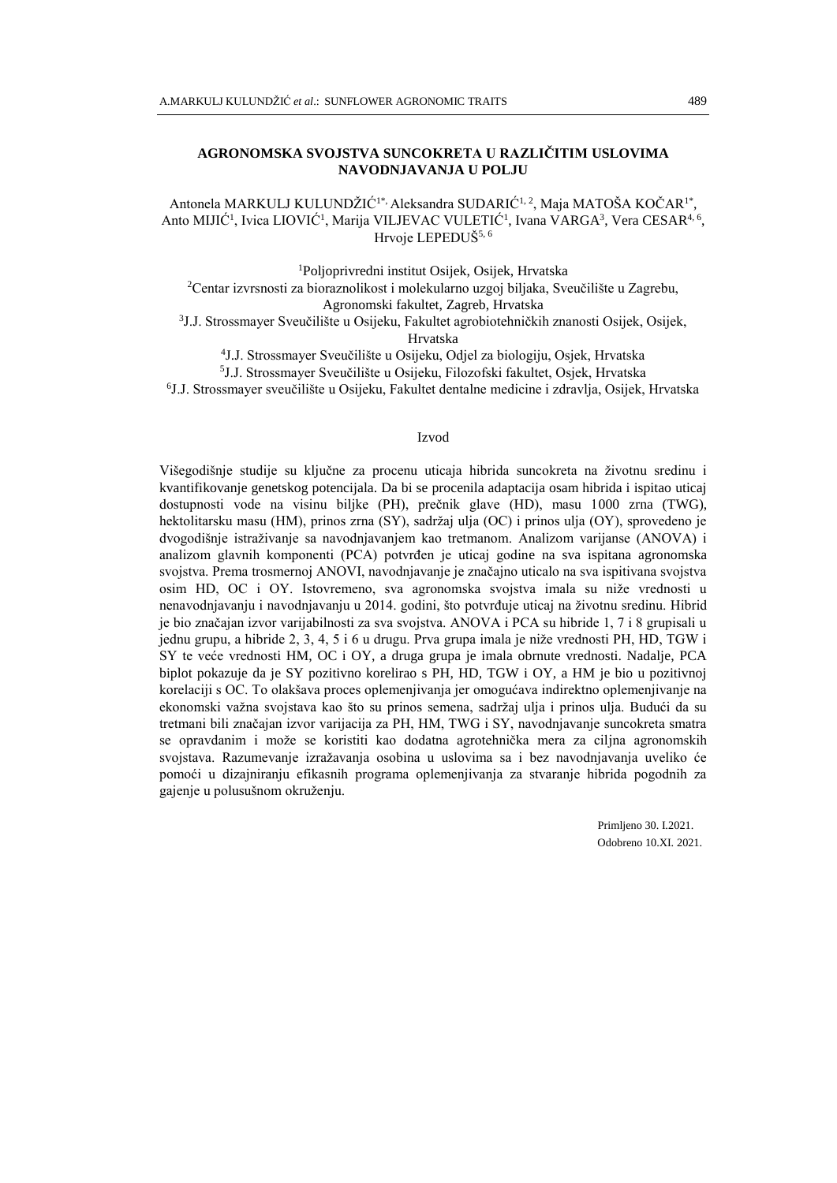# AGRONOMSKA SVOJSTVA SUNCOKRETA U RAZLIČITIM USLOVIMA NAVODNJAVANJA U POLJU

Antonela MARKULJ KULUNDŽIĆ[1*], Aleksandra SUDARIĆ[1, 2], Maja MATOŠA KOČAR[1*], Anto MIJIĆ[1], Ivica LIOVIĆ[1], Marija VILJEVAC VULETIĆ[1], Ivana VARGA[3], Vera CESAR[4, 6], Hrvoje LEPEDUŠ[5, 6]

[1]Poljoprivredni institut Osijek, Osijek, Hrvatska
[2]Centar izvrsnosti za bioraznolikost i molekularno uzgoj biljaka, Sveučilište u Zagrebu, Agronomski fakultet, Zagreb, Hrvatska
[3]J.J. Strossmayer Sveučilište u Osijeku, Fakultet agrobiotehničkih znanosti Osijek, Osijek, Hrvatska
[4]J.J. Strossmayer Sveučilište u Osijeku, Odjel za biologiju, Osjek, Hrvatska
[5]J.J. Strossmayer Sveučilište u Osijeku, Filozofski fakultet, Osjek, Hrvatska
[6]J.J. Strossmayer sveučilište u Osijeku, Fakultet dentalne medicine i zdravlja, Osijek, Hrvatska

## Izvod

Višegodišnje studije su ključne za procenu uticaja hibrida suncokreta na životnu sredinu i kvantifikovanje genetskog potencijala. Da bi se procenila adaptacija osam hibrida i ispitao uticaj dostupnosti vode na visinu biljke (PH), prečnik glave (HD), masu 1000 zrna (TWG), hektolitarsku masu (HM), prinos zrna (SY), sadržaj ulja (OC) i prinos ulja (OY), sprovedeno je dvogodišnje istraživanje sa navodnjavanjem kao tretmanom. Analizom varijanse (ANOVA) i analizom glavnih komponenti (PCA) potvrđen je uticaj godine na sva ispitana agronomska svojstva. Prema trosmernoj ANOVI, navodnjavanje je značajno uticalo na sva ispitivana svojstva osim HD, OC i OY. Istovremeno, sva agronomska svojstva imala su niže vrednosti u nenavodnjavanju i navodnjavanju u 2014. godini, što potvrđuje uticaj na životnu sredinu. Hibrid je bio značajan izvor varijabilnosti za sva svojstva. ANOVA i PCA su hibride 1, 7 i 8 grupisali u jednu grupu, a hibride 2, 3, 4, 5 i 6 u drugu. Prva grupa imala je niže vrednosti PH, HD, TGW i SY te veće vrednosti HM, OC i OY, a druga grupa je imala obrnute vrednosti. Nadalje, PCA biplot pokazuje da je SY pozitivno korelirao s PH, HD, TGW i OY, a HM je bio u pozitivnoj korelaciji s OC. To olakšava proces oplemenjivanja jer omogućava indirektno oplemenjivanje na ekonomski važna svojstava kao što su prinos semena, sadržaj ulja i prinos ulja. Budući da su tretmani bili značajan izvor varijacija za PH, HM, TWG i SY, navodnjavanje suncokreta smatra se opravdanim i može se koristiti kao dodatna agrotehnička mera za ciljna agronomskih svojstava. Razumevanje izražavanja osobina u uslovima sa i bez navodnjavanja uveliko će pomoći u dizajniranju efikasnih programa oplemenjivanja za stvaranje hibrida pogodnih za gajenje u polusušnom okruženju.

Primljeno 30. I.2021.
Odobreno 10.XI. 2021.